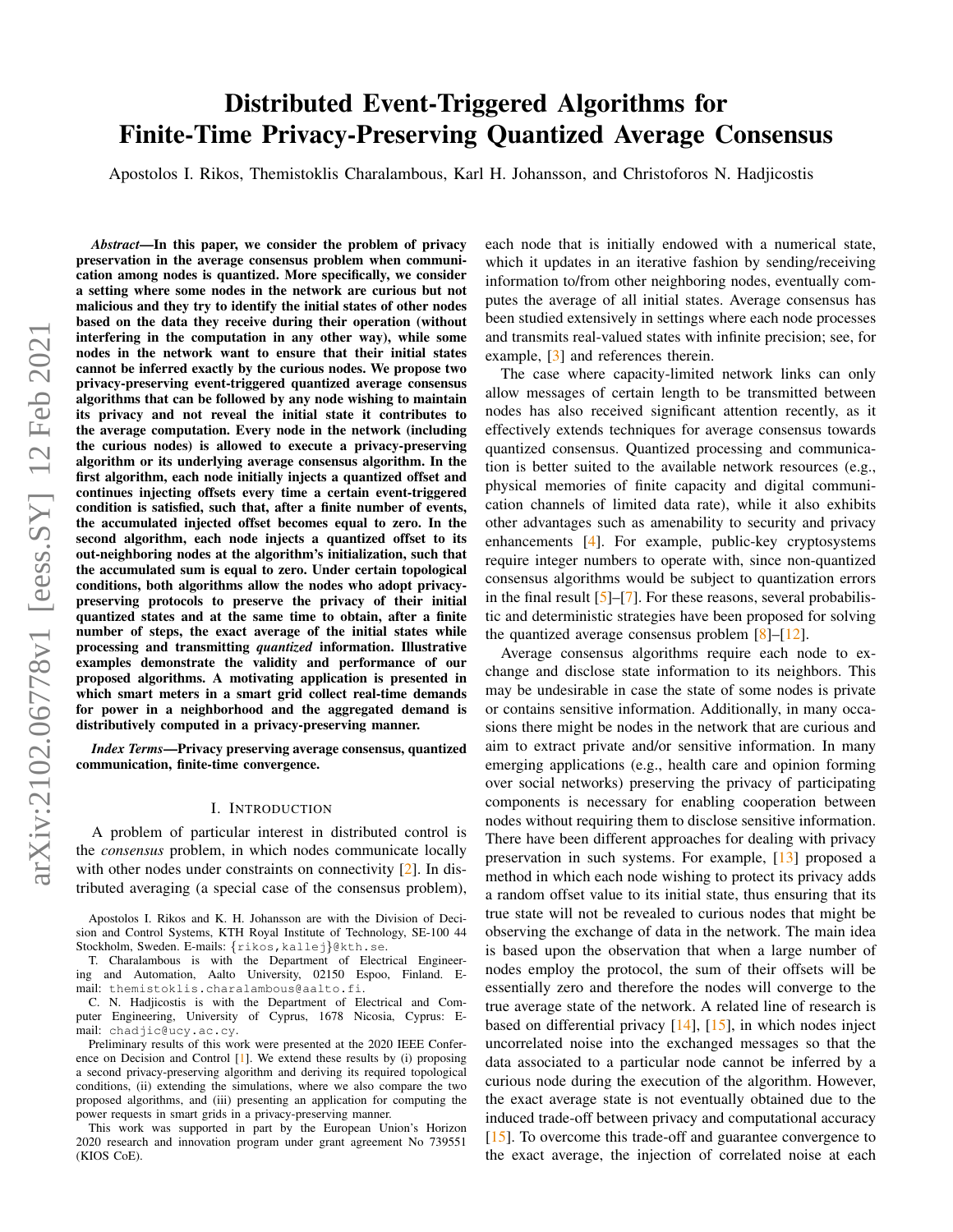# Distributed Event-Triggered Algorithms for Finite-Time Privacy-Preserving Quantized Average Consensus

Apostolos I. Rikos, Themistoklis Charalambous, Karl H. Johansson, and Christoforos N. Hadjicostis

***Abstract*—In this paper, we consider the problem of privacy preservation in the average consensus problem when communication among nodes is quantized. More specifically, we consider a setting where some nodes in the network are curious but not malicious and they try to identify the initial states of other nodes based on the data they receive during their operation (without interfering in the computation in any other way), while some nodes in the network want to ensure that their initial states cannot be inferred exactly by the curious nodes. We propose two privacy-preserving event-triggered quantized average consensus algorithms that can be followed by any node wishing to maintain its privacy and not reveal the initial state it contributes to the average computation. Every node in the network (including the curious nodes) is allowed to execute a privacy-preserving algorithm or its underlying average consensus algorithm. In the first algorithm, each node initially injects a quantized offset and continues injecting offsets every time a certain event-triggered condition is satisfied, such that, after a finite number of events, the accumulated injected offset becomes equal to zero. In the second algorithm, each node injects a quantized offset to its out-neighboring nodes at the algorithm's initialization, such that the accumulated sum is equal to zero. Under certain topological conditions, both algorithms allow the nodes who adopt privacy-preserving protocols to preserve the privacy of their initial quantized states and at the same time to obtain, after a finite number of steps, the exact average of the initial states while processing and transmitting *quantized* information. Illustrative examples demonstrate the validity and performance of our proposed algorithms. A motivating application is presented in which smart meters in a smart grid collect real-time demands for power in a neighborhood and the aggregated demand is distributively computed in a privacy-preserving manner.**

***Index Terms*—Privacy preserving average consensus, quantized communication, finite-time convergence.**

## I. Introduction

A problem of particular interest in distributed control is the *consensus* problem, in which nodes communicate locally with other nodes under constraints on connectivity [2]. In distributed averaging (a special case of the consensus problem), each node that is initially endowed with a numerical state, which it updates in an iterative fashion by sending/receiving information to/from other neighboring nodes, eventually computes the average of all initial states. Average consensus has been studied extensively in settings where each node processes and transmits real-valued states with infinite precision; see, for example, [3] and references therein.

The case where capacity-limited network links can only allow messages of certain length to be transmitted between nodes has also received significant attention recently, as it effectively extends techniques for average consensus towards quantized consensus. Quantized processing and communication is better suited to the available network resources (e.g., physical memories of finite capacity and digital communication channels of limited data rate), while it also exhibits other advantages such as amenability to security and privacy enhancements [4]. For example, public-key cryptosystems require integer numbers to operate with, since non-quantized consensus algorithms would be subject to quantization errors in the final result [5]–[7]. For these reasons, several probabilistic and deterministic strategies have been proposed for solving the quantized average consensus problem [8]–[12].

Average consensus algorithms require each node to exchange and disclose state information to its neighbors. This may be undesirable in case the state of some nodes is private or contains sensitive information. Additionally, in many occasions there might be nodes in the network that are curious and aim to extract private and/or sensitive information. In many emerging applications (e.g., health care and opinion forming over social networks) preserving the privacy of participating components is necessary for enabling cooperation between nodes without requiring them to disclose sensitive information. There have been different approaches for dealing with privacy preservation in such systems. For example, [13] proposed a method in which each node wishing to protect its privacy adds a random offset value to its initial state, thus ensuring that its true state will not be revealed to curious nodes that might be observing the exchange of data in the network. The main idea is based upon the observation that when a large number of nodes employ the protocol, the sum of their offsets will be essentially zero and therefore the nodes will converge to the true average state of the network. A related line of research is based on differential privacy [14], [15], in which nodes inject uncorrelated noise into the exchanged messages so that the data associated to a particular node cannot be inferred by a curious node during the execution of the algorithm. However, the exact average state is not eventually obtained due to the induced trade-off between privacy and computational accuracy [15]. To overcome this trade-off and guarantee convergence to the exact average, the injection of correlated noise at each

---

Apostolos I. Rikos and K. H. Johansson are with the Division of Decision and Control Systems, KTH Royal Institute of Technology, SE-100 44 Stockholm, Sweden. E-mails: {rikos,kallej}@kth.se.

T. Charalambous is with the Department of Electrical Engineering and Automation, Aalto University, 02150 Espoo, Finland. E-mail: themistoklis.charalambous@aalto.fi.

C. N. Hadjicostis is with the Department of Electrical and Computer Engineering, University of Cyprus, 1678 Nicosia, Cyprus: E-mail: chadjic@ucy.ac.cy.

Preliminary results of this work were presented at the 2020 IEEE Conference on Decision and Control [1]. We extend these results by (i) proposing a second privacy-preserving algorithm and deriving its required topological conditions, (ii) extending the simulations, where we also compare the two proposed algorithms, and (iii) presenting an application for computing the power requests in smart grids in a privacy-preserving manner.

This work was supported in part by the European Union's Horizon 2020 research and innovation program under grant agreement No 739551 (KIOS CoE).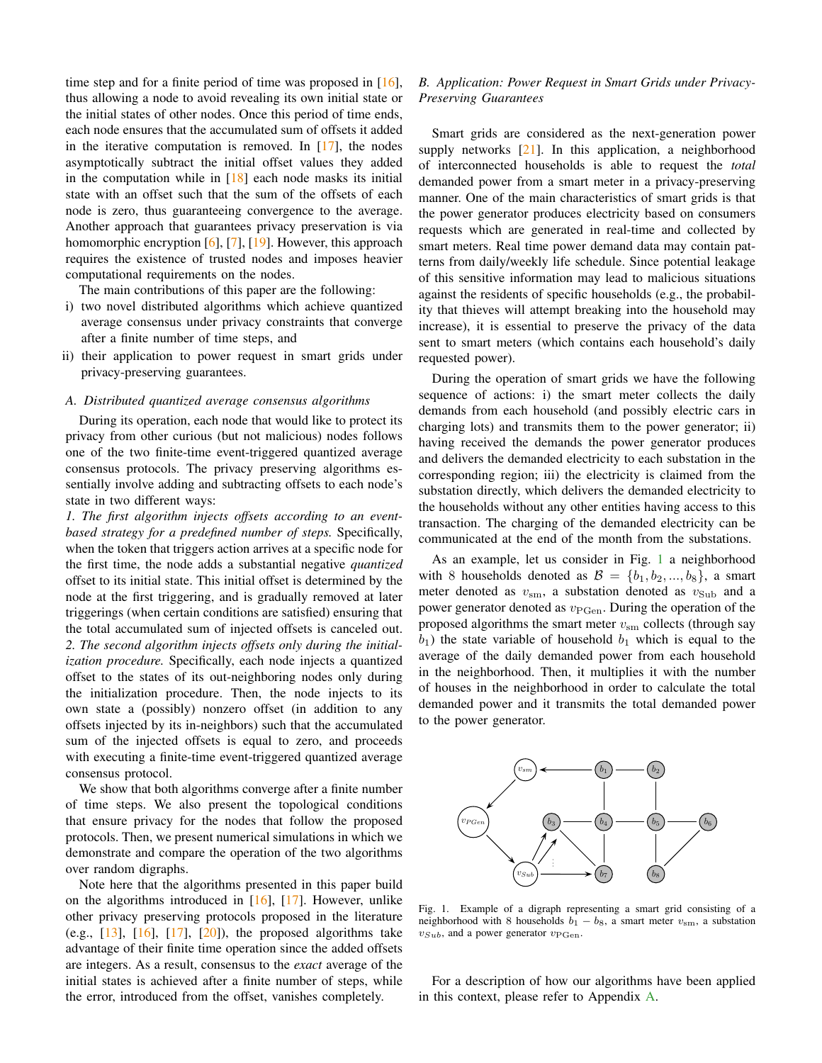time step and for a finite period of time was proposed in [16], thus allowing a node to avoid revealing its own initial state or the initial states of other nodes. Once this period of time ends, each node ensures that the accumulated sum of offsets it added in the iterative computation is removed. In [17], the nodes asymptotically subtract the initial offset values they added in the computation while in [18] each node masks its initial state with an offset such that the sum of the offsets of each node is zero, thus guaranteeing convergence to the average. Another approach that guarantees privacy preservation is via homomorphic encryption [6], [7], [19]. However, this approach requires the existence of trusted nodes and imposes heavier computational requirements on the nodes.

The main contributions of this paper are the following:

i) two novel distributed algorithms which achieve quantized average consensus under privacy constraints that converge after a finite number of time steps, and
ii) their application to power request in smart grids under privacy-preserving guarantees.

### A. Distributed quantized average consensus algorithms

During its operation, each node that would like to protect its privacy from other curious (but not malicious) nodes follows one of the two finite-time event-triggered quantized average consensus protocols. The privacy preserving algorithms essentially involve adding and subtracting offsets to each node's state in two different ways:

*1. The first algorithm injects offsets according to an event-based strategy for a predefined number of steps.* Specifically, when the token that triggers action arrives at a specific node for the first time, the node adds a substantial negative *quantized* offset to its initial state. This initial offset is determined by the node at the first triggering, and is gradually removed at later triggerings (when certain conditions are satisfied) ensuring that the total accumulated sum of injected offsets is canceled out.

*2. The second algorithm injects offsets only during the initialization procedure.* Specifically, each node injects a quantized offset to the states of its out-neighboring nodes only during the initialization procedure. Then, the node injects to its own state a (possibly) nonzero offset (in addition to any offsets injected by its in-neighbors) such that the accumulated sum of the injected offsets is equal to zero, and proceeds with executing a finite-time event-triggered quantized average consensus protocol.

We show that both algorithms converge after a finite number of time steps. We also present the topological conditions that ensure privacy for the nodes that follow the proposed protocols. Then, we present numerical simulations in which we demonstrate and compare the operation of the two algorithms over random digraphs.

Note here that the algorithms presented in this paper build on the algorithms introduced in [16], [17]. However, unlike other privacy preserving protocols proposed in the literature (e.g., [13], [16], [17], [20]), the proposed algorithms take advantage of their finite time operation since the added offsets are integers. As a result, consensus to the *exact* average of the initial states is achieved after a finite number of steps, while the error, introduced from the offset, vanishes completely.

### B. Application: Power Request in Smart Grids under Privacy-Preserving Guarantees

Smart grids are considered as the next-generation power supply networks [21]. In this application, a neighborhood of interconnected households is able to request the *total* demanded power from a smart meter in a privacy-preserving manner. One of the main characteristics of smart grids is that the power generator produces electricity based on consumers requests which are generated in real-time and collected by smart meters. Real time power demand data may contain patterns from daily/weekly life schedule. Since potential leakage of this sensitive information may lead to malicious situations against the residents of specific households (e.g., the probability that thieves will attempt breaking into the household may increase), it is essential to preserve the privacy of the data sent to smart meters (which contains each household's daily requested power).

During the operation of smart grids we have the following sequence of actions: i) the smart meter collects the daily demands from each household (and possibly electric cars in charging lots) and transmits them to the power generator; ii) having received the demands the power generator produces and delivers the demanded electricity to each substation in the corresponding region; iii) the electricity is claimed from the substation directly, which delivers the demanded electricity to the households without any other entities having access to this transaction. The charging of the demanded electricity can be communicated at the end of the month from the substations.

As an example, let us consider in Fig. 1 a neighborhood with 8 households denoted as $\mathcal{B} = \{b_1, b_2, ..., b_8\}$, a smart meter denoted as $v_{\rm sm}$, a substation denoted as $v_{\rm Sub}$ and a power generator denoted as $v_{\rm PGen}$. During the operation of the proposed algorithms the smart meter $v_{\rm sm}$ collects (through say $b_1$) the state variable of household $b_1$ which is equal to the average of the daily demanded power from each household in the neighborhood. Then, it multiplies it with the number of houses in the neighborhood in order to calculate the total demanded power and it transmits the total demanded power to the power generator.

Fig. 1. Example of a digraph representing a smart grid consisting of a neighborhood with 8 households $b_1 - b_8$, a smart meter $v_{\rm sm}$, a substation $v_{Sub}$, and a power generator $v_{\rm PGen}$.

For a description of how our algorithms have been applied in this context, please refer to Appendix A.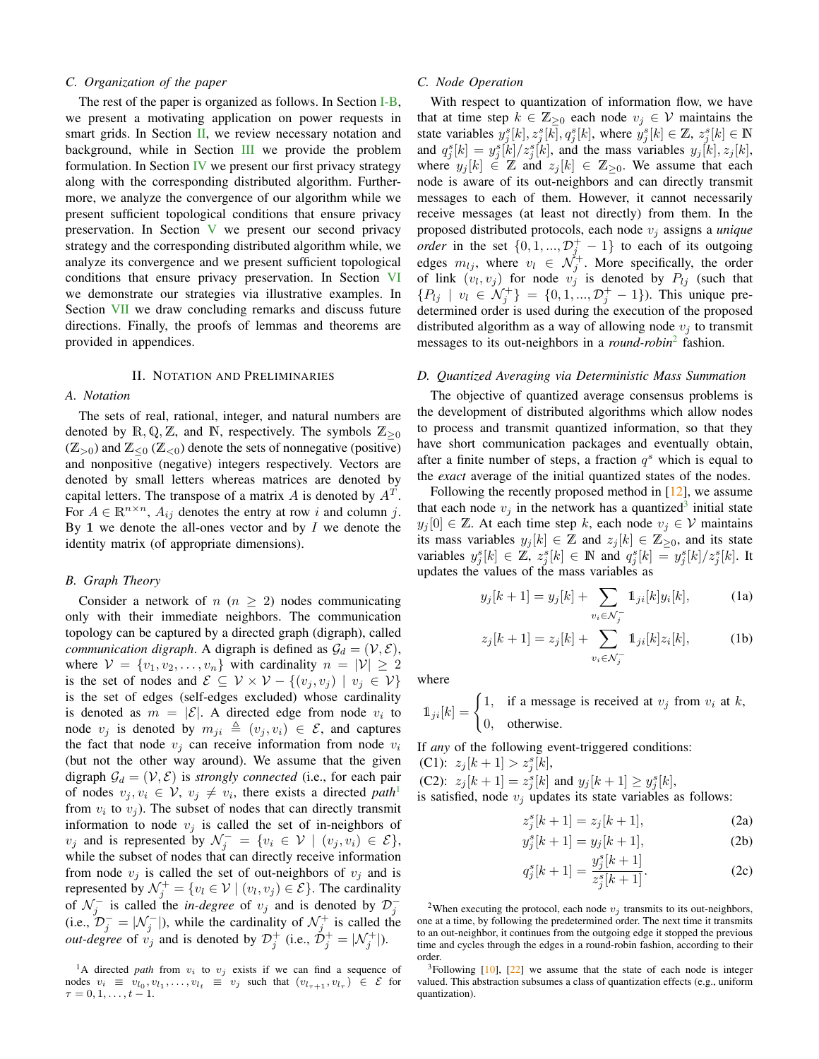### C. Organization of the paper

The rest of the paper is organized as follows. In Section I-B, we present a motivating application on power requests in smart grids. In Section II, we review necessary notation and background, while in Section III we provide the problem formulation. In Section IV we present our first privacy strategy along with the corresponding distributed algorithm. Furthermore, we analyze the convergence of our algorithm while we present sufficient topological conditions that ensure privacy preservation. In Section V we present our second privacy strategy and the corresponding distributed algorithm while, we analyze its convergence and we present sufficient topological conditions that ensure privacy preservation. In Section VI we demonstrate our strategies via illustrative examples. In Section VII we draw concluding remarks and discuss future directions. Finally, the proofs of lemmas and theorems are provided in appendices.

## II. Notation and Preliminaries

### A. Notation

The sets of real, rational, integer, and natural numbers are denoted by $\mathbb{R}, \mathbb{Q}, \mathbb{Z}$, and $\mathbb{N}$, respectively. The symbols $\mathbb{Z}_{\geq 0}$ ($\mathbb{Z}_{>0}$) and $\mathbb{Z}_{\leq 0}$ ($\mathbb{Z}_{<0}$) denote the sets of nonnegative (positive) and nonpositive (negative) integers respectively. Vectors are denoted by small letters whereas matrices are denoted by capital letters. The transpose of a matrix $A$ is denoted by $A^T$. For $A \in \mathbb{R}^{n \times n}$, $A_{ij}$ denotes the entry at row $i$ and column $j$. By $\mathbb{1}$ we denote the all-ones vector and by $I$ we denote the identity matrix (of appropriate dimensions).

### B. Graph Theory

Consider a network of $n$ ($n \geq 2$) nodes communicating only with their immediate neighbors. The communication topology can be captured by a directed graph (digraph), called *communication digraph*. A digraph is defined as $\mathcal{G}_d = (\mathcal{V}, \mathcal{E})$, where $\mathcal{V} = \{v_1, v_2, \ldots, v_n\}$ with cardinality $n = |\mathcal{V}| \geq 2$ is the set of nodes and $\mathcal{E} \subseteq \mathcal{V} \times \mathcal{V} - \{(v_j, v_j) \mid v_j \in \mathcal{V}\}$ is the set of edges (self-edges excluded) whose cardinality is denoted as $m = |\mathcal{E}|$. A directed edge from node $v_i$ to node $v_j$ is denoted by $m_{ji} \triangleq (v_j, v_i) \in \mathcal{E}$, and captures the fact that node $v_j$ can receive information from node $v_i$ (but not the other way around). We assume that the given digraph $\mathcal{G}_d = (\mathcal{V}, \mathcal{E})$ is *strongly connected* (i.e., for each pair of nodes $v_j, v_i \in \mathcal{V}$, $v_j \neq v_i$, there exists a directed *path*[1] from $v_i$ to $v_j$). The subset of nodes that can directly transmit information to node $v_j$ is called the set of in-neighbors of $v_j$ and is represented by $\mathcal{N}_j^- = \{v_i \in \mathcal{V} \mid (v_j, v_i) \in \mathcal{E}\}$, while the subset of nodes that can directly receive information from node $v_j$ is called the set of out-neighbors of $v_j$ and is represented by $\mathcal{N}_j^+ = \{v_l \in \mathcal{V} \mid (v_l, v_j) \in \mathcal{E}\}$. The cardinality of $\mathcal{N}_j^-$ is called the *in-degree* of $v_j$ and is denoted by $\mathcal{D}_j^-$ (i.e., $\mathcal{D}_j^- = |\mathcal{N}_j^-|$), while the cardinality of $\mathcal{N}_j^+$ is called the *out-degree* of $v_j$ and is denoted by $\mathcal{D}_j^+$ (i.e., $\mathcal{D}_j^+ = |\mathcal{N}_j^+|$).

[1] A directed *path* from $v_i$ to $v_j$ exists if we can find a sequence of nodes $v_i \equiv v_{l_0}, v_{l_1}, \ldots, v_{l_t} \equiv v_j$ such that $(v_{l_{\tau+1}}, v_{l_\tau}) \in \mathcal{E}$ for $\tau = 0, 1, \ldots, t-1$.

### C. Node Operation

With respect to quantization of information flow, we have that at time step $k \in \mathbb{Z}_{\geq 0}$ each node $v_j \in \mathcal{V}$ maintains the state variables $y_j^s[k], z_j^s[k], q_j^s[k]$, where $y_j^s[k] \in \mathbb{Z}$, $z_j^s[k] \in \mathbb{N}$ and $q_j^s[k] = y_j^s[k]/z_j^s[k]$, and the mass variables $y_j[k], z_j[k]$, where $y_j[k] \in \mathbb{Z}$ and $z_j[k] \in \mathbb{Z}_{\geq 0}$. We assume that each node is aware of its out-neighbors and can directly transmit messages to each of them. However, it cannot necessarily receive messages (at least not directly) from them. In the proposed distributed protocols, each node $v_j$ assigns a *unique order* in the set $\{0, 1, ..., \mathcal{D}_j^+ - 1\}$ to each of its outgoing edges $m_{lj}$, where $v_l \in \mathcal{N}_j^+$. More specifically, the order of link $(v_l, v_j)$ for node $v_j$ is denoted by $P_{lj}$ (such that $\{P_{lj} \mid v_l \in \mathcal{N}_j^+\} = \{0, 1, ..., \mathcal{D}_j^+ - 1\}$). This unique predetermined order is used during the execution of the proposed distributed algorithm as a way of allowing node $v_j$ to transmit messages to its out-neighbors in a *round-robin*[2] fashion.

### D. Quantized Averaging via Deterministic Mass Summation

The objective of quantized average consensus problems is the development of distributed algorithms which allow nodes to process and transmit quantized information, so that they have short communication packages and eventually obtain, after a finite number of steps, a fraction $q^s$ which is equal to the *exact* average of the initial quantized states of the nodes.

Following the recently proposed method in [12], we assume that each node $v_j$ in the network has a quantized[3] initial state $y_j[0] \in \mathbb{Z}$. At each time step $k$, each node $v_j \in \mathcal{V}$ maintains its mass variables $y_j[k] \in \mathbb{Z}$ and $z_j[k] \in \mathbb{Z}_{\geq 0}$, and its state variables $y_j^s[k] \in \mathbb{Z}$, $z_j^s[k] \in \mathbb{N}$ and $q_j^s[k] = y_j^s[k]/z_j^s[k]$. It updates the values of the mass variables as

$$y_j[k+1] = y_j[k] + \sum_{v_i \in \mathcal{N}_j^-} \mathbb{1}_{ji}[k] y_i[k], \tag{1a}$$

$$z_j[k+1] = z_j[k] + \sum_{v_i \in \mathcal{N}_j^-} \mathbb{1}_{ji}[k] z_i[k], \tag{1b}$$

where

$$\mathbb{1}_{ji}[k] = \begin{cases} 1, & \text{if a message is received at } v_j \text{ from } v_i \text{ at } k, \\ 0, & \text{otherwise.} \end{cases}$$

If *any* of the following event-triggered conditions:
(C1): $z_j[k+1] > z_j^s[k]$,
(C2): $z_j[k+1] = z_j^s[k]$ and $y_j[k+1] \geq y_j^s[k]$,
is satisfied, node $v_j$ updates its state variables as follows:

$$z_j^s[k+1] = z_j[k+1], \tag{2a}$$

$$y_j^s[k+1] = y_j[k+1], \tag{2b}$$

$$q_j^s[k+1] = \frac{y_j^s[k+1]}{z_j^s[k+1]}. \tag{2c}$$

[2] When executing the protocol, each node $v_j$ transmits to its out-neighbors, one at a time, by following the predetermined order. The next time it transmits to an out-neighbor, it continues from the outgoing edge it stopped the previous time and cycles through the edges in a round-robin fashion, according to their order.

[3] Following [10], [22] we assume that the state of each node is integer valued. This abstraction subsumes a class of quantization effects (e.g., uniform quantization).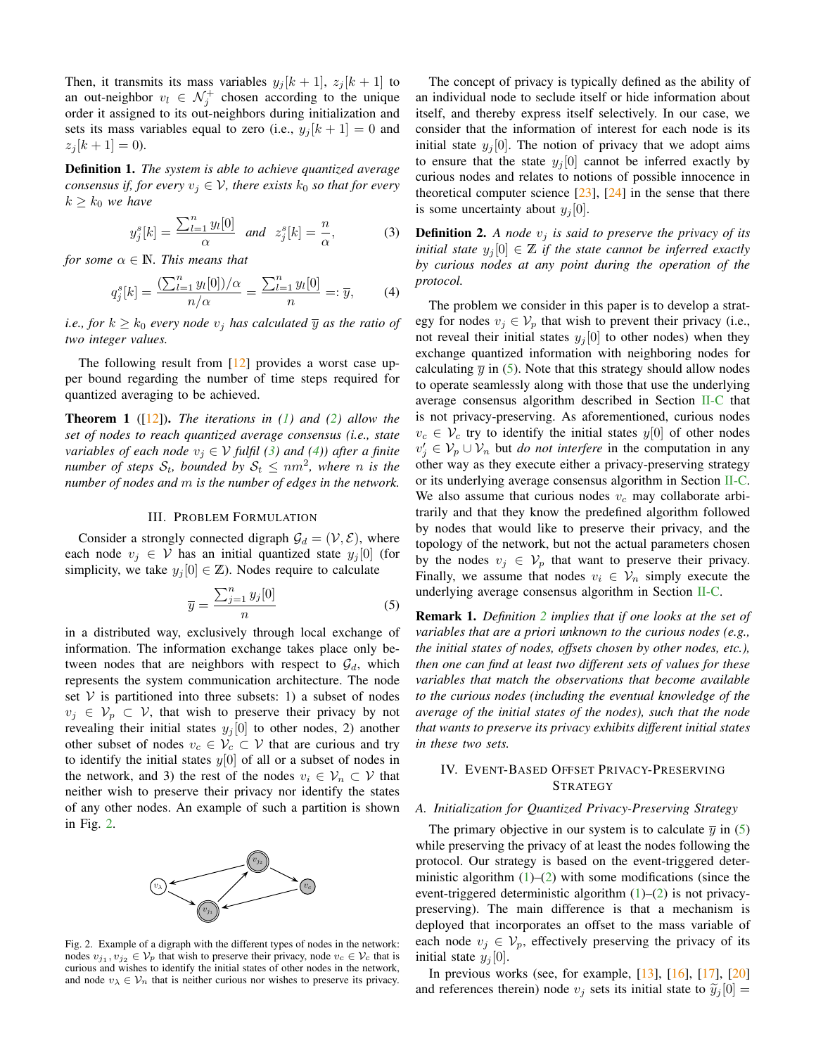Then, it transmits its mass variables $y_j[k+1]$, $z_j[k+1]$ to an out-neighbor $v_l \in \mathcal{N}_j^+$ chosen according to the unique order it assigned to its out-neighbors during initialization and sets its mass variables equal to zero (i.e., $y_j[k+1] = 0$ and $z_j[k+1] = 0$).

**Definition 1.** *The system is able to achieve quantized average consensus if, for every $v_j \in \mathcal{V}$, there exists $k_0$ so that for every $k \geq k_0$ we have*

$$y_j^s[k] = \frac{\sum_{l=1}^{n} y_l[0]}{\alpha} \quad \text{and} \quad z_j^s[k] = \frac{n}{\alpha}, \tag{3}$$

*for some $\alpha \in \mathbb{N}$. This means that*

$$q_j^s[k] = \frac{(\sum_{l=1}^{n} y_l[0])/\alpha}{n/\alpha} = \frac{\sum_{l=1}^{n} y_l[0]}{n} =: \overline{y}, \tag{4}$$

*i.e., for $k \geq k_0$ every node $v_j$ has calculated $\overline{y}$ as the ratio of two integer values.*

The following result from [12] provides a worst case upper bound regarding the number of time steps required for quantized averaging to be achieved.

**Theorem 1** ([12]). *The iterations in (1) and (2) allow the set of nodes to reach quantized average consensus (i.e., state variables of each node $v_j \in \mathcal{V}$ fulfil (3) and (4)) after a finite number of steps $\mathcal{S}_t$, bounded by $\mathcal{S}_t \leq nm^2$, where $n$ is the number of nodes and $m$ is the number of edges in the network.*

## III. Problem Formulation

Consider a strongly connected digraph $\mathcal{G}_d = (\mathcal{V}, \mathcal{E})$, where each node $v_j \in \mathcal{V}$ has an initial quantized state $y_j[0]$ (for simplicity, we take $y_j[0] \in \mathbb{Z}$). Nodes require to calculate

$$\overline{y} = \frac{\sum_{j=1}^{n} y_j[0]}{n} \tag{5}$$

in a distributed way, exclusively through local exchange of information. The information exchange takes place only between nodes that are neighbors with respect to $\mathcal{G}_d$, which represents the system communication architecture. The node set $\mathcal{V}$ is partitioned into three subsets: 1) a subset of nodes $v_j \in \mathcal{V}_p \subset \mathcal{V}$, that wish to preserve their privacy by not revealing their initial states $y_j[0]$ to other nodes, 2) another other subset of nodes $v_c \in \mathcal{V}_c \subset \mathcal{V}$ that are curious and try to identify the initial states $y[0]$ of all or a subset of nodes in the network, and 3) the rest of the nodes $v_i \in \mathcal{V}_n \subset \mathcal{V}$ that neither wish to preserve their privacy nor identify the states of any other nodes. An example of such a partition is shown in Fig. 2.

Fig. 2. Example of a digraph with the different types of nodes in the network: nodes $v_{j_1}, v_{j_2} \in \mathcal{V}_p$ that wish to preserve their privacy, node $v_c \in \mathcal{V}_c$ that is curious and wishes to identify the initial states of other nodes in the network, and node $v_\lambda \in \mathcal{V}_n$ that is neither curious nor wishes to preserve its privacy.

The concept of privacy is typically defined as the ability of an individual node to seclude itself or hide information about itself, and thereby express itself selectively. In our case, we consider that the information of interest for each node is its initial state $y_j[0]$. The notion of privacy that we adopt aims to ensure that the state $y_j[0]$ cannot be inferred exactly by curious nodes and relates to notions of possible innocence in theoretical computer science [23], [24] in the sense that there is some uncertainty about $y_j[0]$.

**Definition 2.** *A node $v_j$ is said to preserve the privacy of its initial state $y_j[0] \in \mathbb{Z}$ if the state cannot be inferred exactly by curious nodes at any point during the operation of the protocol.*

The problem we consider in this paper is to develop a strategy for nodes $v_j \in \mathcal{V}_p$ that wish to prevent their privacy (i.e., not reveal their initial states $y_j[0]$ to other nodes) when they exchange quantized information with neighboring nodes for calculating $\overline{y}$ in (5). Note that this strategy should allow nodes to operate seamlessly along with those that use the underlying average consensus algorithm described in Section II-C that is not privacy-preserving. As aforementioned, curious nodes $v_c \in \mathcal{V}_c$ try to identify the initial states $y[0]$ of other nodes $v'_j \in \mathcal{V}_p \cup \mathcal{V}_n$ but *do not interfere* in the computation in any other way as they execute either a privacy-preserving strategy or its underlying average consensus algorithm in Section II-C. We also assume that curious nodes $v_c$ may collaborate arbitrarily and that they know the predefined algorithm followed by nodes that would like to preserve their privacy, and the topology of the network, but not the actual parameters chosen by the nodes $v_j \in \mathcal{V}_p$ that want to preserve their privacy. Finally, we assume that nodes $v_i \in \mathcal{V}_n$ simply execute the underlying average consensus algorithm in Section II-C.

**Remark 1.** *Definition 2 implies that if one looks at the set of variables that are a priori unknown to the curious nodes (e.g., the initial states of nodes, offsets chosen by other nodes, etc.), then one can find at least two different sets of values for these variables that match the observations that become available to the curious nodes (including the eventual knowledge of the average of the initial states of the nodes), such that the node that wants to preserve its privacy exhibits different initial states in these two sets.*

## IV. Event-Based Offset Privacy-Preserving Strategy

### A. Initialization for Quantized Privacy-Preserving Strategy

The primary objective in our system is to calculate $\overline{y}$ in (5) while preserving the privacy of at least the nodes following the protocol. Our strategy is based on the event-triggered deterministic algorithm (1)–(2) with some modifications (since the event-triggered deterministic algorithm (1)–(2) is not privacy-preserving). The main difference is that a mechanism is deployed that incorporates an offset to the mass variable of each node $v_j \in \mathcal{V}_p$, effectively preserving the privacy of its initial state $y_j[0]$.

In previous works (see, for example, [13], [16], [17], [20] and references therein) node $v_j$ sets its initial state to $\widetilde{y}_j[0] =$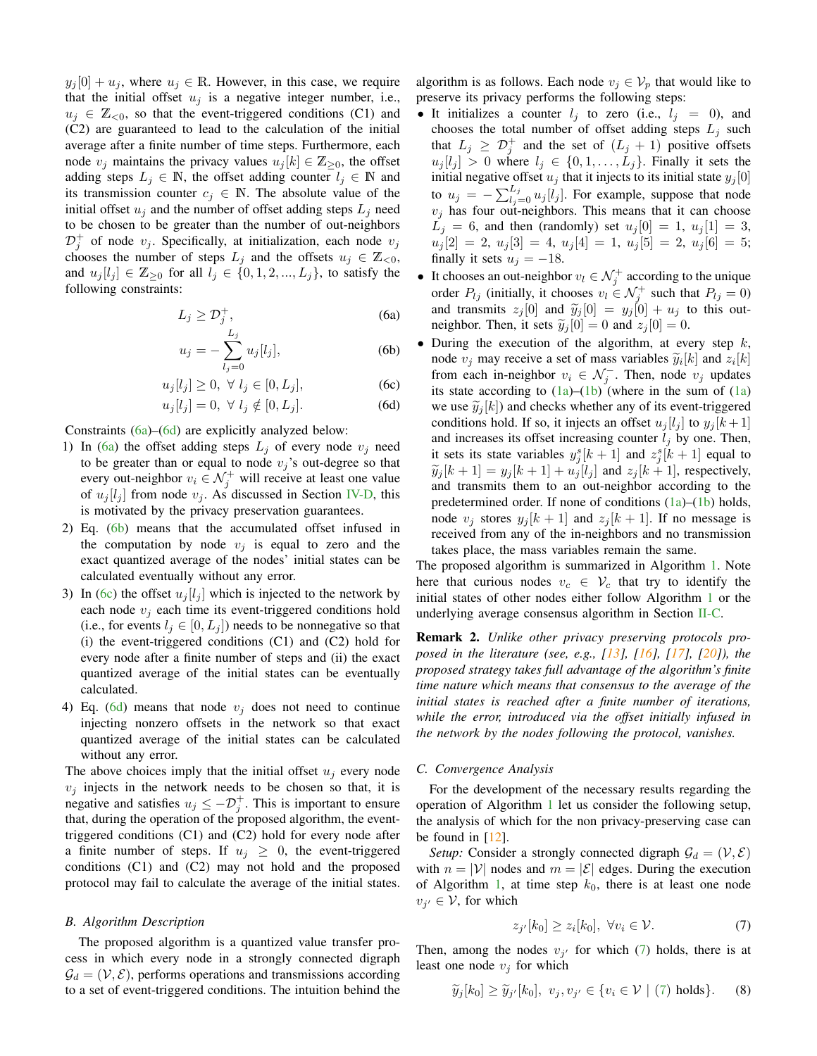$y_j[0] + u_j$, where $u_j \in \mathbb{R}$. However, in this case, we require that the initial offset $u_j$ is a negative integer number, i.e., $u_j \in \mathbb{Z}_{<0}$, so that the event-triggered conditions (C1) and (C2) are guaranteed to lead to the calculation of the initial average after a finite number of time steps. Furthermore, each node $v_j$ maintains the privacy values $u_j[k] \in \mathbb{Z}_{\geq 0}$, the offset adding steps $L_j \in \mathbb{N}$, the offset adding counter $l_j \in \mathbb{N}$ and its transmission counter $c_j \in \mathbb{N}$. The absolute value of the initial offset $u_j$ and the number of offset adding steps $L_j$ need to be chosen to be greater than the number of out-neighbors $\mathcal{D}_j^+$ of node $v_j$. Specifically, at initialization, each node $v_j$ chooses the number of steps $L_j$ and the offsets $u_j \in \mathbb{Z}_{<0}$, and $u_j[l_j] \in \mathbb{Z}_{\geq 0}$ for all $l_j \in \{0, 1, 2, ..., L_j\}$, to satisfy the following constraints:

$$L_j \geq \mathcal{D}_j^+, \tag{6a}$$

$$u_j = -\sum_{l_j=0}^{L_j} u_j[l_j], \tag{6b}$$

$$u_j[l_j] \geq 0, \ \forall \ l_j \in [0, L_j], \tag{6c}$$

$$u_j[l_j] = 0, \ \forall \ l_j \notin [0, L_j]. \tag{6d}$$

Constraints (6a)–(6d) are explicitly analyzed below:

1) In (6a) the offset adding steps $L_j$ of every node $v_j$ need to be greater than or equal to node $v_j$'s out-degree so that every out-neighbor $v_i \in \mathcal{N}_j^+$ will receive at least one value of $u_j[l_j]$ from node $v_j$. As discussed in Section IV-D, this is motivated by the privacy preservation guarantees.
2) Eq. (6b) means that the accumulated offset infused in the computation by node $v_j$ is equal to zero and the exact quantized average of the nodes' initial states can be calculated eventually without any error.
3) In (6c) the offset $u_j[l_j]$ which is injected to the network by each node $v_j$ each time its event-triggered conditions hold (i.e., for events $l_j \in [0, L_j]$) needs to be nonnegative so that (i) the event-triggered conditions (C1) and (C2) hold for every node after a finite number of steps and (ii) the exact quantized average of the initial states can be eventually calculated.
4) Eq. (6d) means that node $v_j$ does not need to continue injecting nonzero offsets in the network so that exact quantized average of the initial states can be calculated without any error.

The above choices imply that the initial offset $u_j$ every node $v_j$ injects in the network needs to be chosen so that, it is negative and satisfies $u_j \leq -\mathcal{D}_j^+$. This is important to ensure that, during the operation of the proposed algorithm, the event-triggered conditions (C1) and (C2) hold for every node after a finite number of steps. If $u_j \geq 0$, the event-triggered conditions (C1) and (C2) may not hold and the proposed protocol may fail to calculate the average of the initial states.

### B. Algorithm Description

The proposed algorithm is a quantized value transfer process in which every node in a strongly connected digraph $\mathcal{G}_d = (\mathcal{V}, \mathcal{E})$, performs operations and transmissions according to a set of event-triggered conditions. The intuition behind the algorithm is as follows. Each node $v_j \in \mathcal{V}_p$ that would like to preserve its privacy performs the following steps:

- It initializes a counter $l_j$ to zero (i.e., $l_j = 0$), and chooses the total number of offset adding steps $L_j$ such that $L_j \geq \mathcal{D}_j^+$ and the set of $(L_j + 1)$ positive offsets $u_j[l_j] > 0$ where $l_j \in \{0, 1, \ldots, L_j\}$. Finally it sets the initial negative offset $u_j$ that it injects to its initial state $y_j[0]$ to $u_j = -\sum_{l_j=0}^{L_j} u_j[l_j]$. For example, suppose that node $v_j$ has four out-neighbors. This means that it can choose $L_j = 6$, and then (randomly) set $u_j[0] = 1$, $u_j[1] = 3$, $u_j[2] = 2$, $u_j[3] = 4$, $u_j[4] = 1$, $u_j[5] = 2$, $u_j[6] = 5$; finally it sets $u_j = -18$.
- It chooses an out-neighbor $v_l \in \mathcal{N}_j^+$ according to the unique order $P_{lj}$ (initially, it chooses $v_l \in \mathcal{N}_j^+$ such that $P_{lj} = 0$) and transmits $z_j[0]$ and $\widetilde{y}_j[0] = y_j[0] + u_j$ to this out-neighbor. Then, it sets $\widetilde{y}_j[0] = 0$ and $z_j[0] = 0$.
- During the execution of the algorithm, at every step $k$, node $v_j$ may receive a set of mass variables $\widetilde{y}_i[k]$ and $z_i[k]$ from each in-neighbor $v_i \in \mathcal{N}_j^-$. Then, node $v_j$ updates its state according to (1a)–(1b) (where in the sum of (1a) we use $\widetilde{y}_j[k]$) and checks whether any of its event-triggered conditions hold. If so, it injects an offset $u_j[l_j]$ to $y_j[k+1]$ and increases its offset increasing counter $l_j$ by one. Then, it sets its state variables $y_j^s[k+1]$ and $z_j^s[k+1]$ equal to $\widetilde{y}_j[k+1] = y_j[k+1] + u_j[l_j]$ and $z_j[k+1]$, respectively, and transmits them to an out-neighbor according to the predetermined order. If none of conditions (1a)–(1b) holds, node $v_j$ stores $y_j[k+1]$ and $z_j[k+1]$. If no message is received from any of the in-neighbors and no transmission takes place, the mass variables remain the same.

The proposed algorithm is summarized in Algorithm 1. Note here that curious nodes $v_c \in \mathcal{V}_c$ that try to identify the initial states of other nodes either follow Algorithm 1 or the underlying average consensus algorithm in Section II-C.

**Remark 2.** *Unlike other privacy preserving protocols proposed in the literature (see, e.g., [13], [16], [17], [20]), the proposed strategy takes full advantage of the algorithm's finite time nature which means that consensus to the average of the initial states is reached after a finite number of iterations, while the error, introduced via the offset initially infused in the network by the nodes following the protocol, vanishes.*

### C. Convergence Analysis

For the development of the necessary results regarding the operation of Algorithm 1 let us consider the following setup, the analysis of which for the non privacy-preserving case can be found in [12].

*Setup:* Consider a strongly connected digraph $\mathcal{G}_d = (\mathcal{V}, \mathcal{E})$ with $n = |\mathcal{V}|$ nodes and $m = |\mathcal{E}|$ edges. During the execution of Algorithm 1, at time step $k_0$, there is at least one node $v_{j'} \in \mathcal{V}$, for which

$$z_{j'}[k_0] \geq z_i[k_0], \ \forall v_i \in \mathcal{V}. \tag{7}$$

Then, among the nodes $v_{j'}$ for which (7) holds, there is at least one node $v_j$ for which

$$\widetilde{y}_j[k_0] \geq \widetilde{y}_{j'}[k_0], \ v_j, v_{j'} \in \{v_i \in \mathcal{V} \mid (7) \text{ holds}\}. \tag{8}$$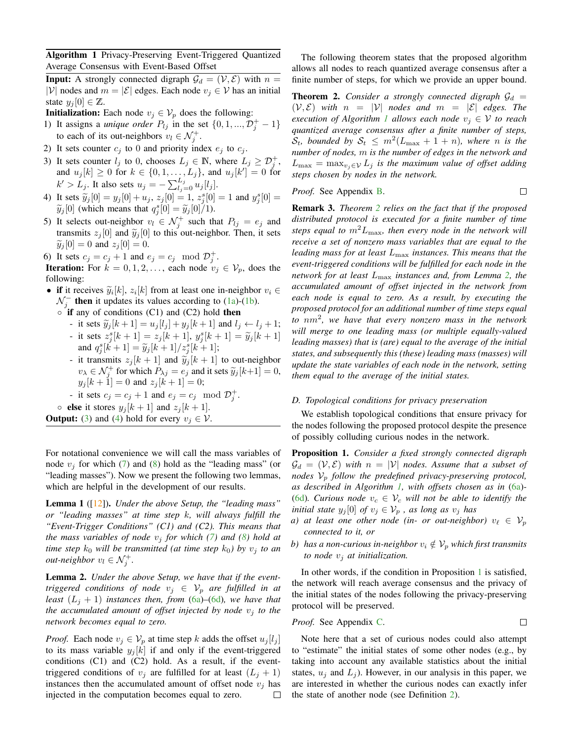**Algorithm 1** Privacy-Preserving Event-Triggered Quantized Average Consensus with Event-Based Offset

**Input:** A strongly connected digraph $\mathcal{G}_d = (\mathcal{V}, \mathcal{E})$ with $n = |\mathcal{V}|$ nodes and $m = |\mathcal{E}|$ edges. Each node $v_j \in \mathcal{V}$ has an initial state $y_j[0] \in \mathbb{Z}$.

**Initialization:** Each node $v_j \in \mathcal{V}_p$ does the following:

1) It assigns a *unique order* $P_{lj}$ in the set $\{0, 1, ..., \mathcal{D}_j^+ - 1\}$ to each of its out-neighbors $v_l \in \mathcal{N}_j^+$.
2) It sets counter $c_j$ to 0 and priority index $e_j$ to $c_j$.
3) It sets counter $l_j$ to 0, chooses $L_j \in \mathbb{N}$, where $L_j \geq \mathcal{D}_j^+$, and $u_j[k] \geq 0$ for $k \in \{0, 1, \ldots, L_j\}$, and $u_j[k'] = 0$ for $k' > L_j$. It also sets $u_j = -\sum_{l_j=0}^{L_j} u_j[l_j]$.
4) It sets $\widetilde{y}_j[0] = y_j[0] + u_j$, $z_j[0] = 1$, $z_j^s[0] = 1$ and $y_j^s[0] = \widetilde{y}_j[0]$ (which means that $q_j^s[0] = \widetilde{y}_j[0]/1$).
5) It selects out-neighbor $v_l \in \mathcal{N}_j^+$ such that $P_{lj} = e_j$ and transmits $z_j[0]$ and $\widetilde{y}_j[0]$ to this out-neighbor. Then, it sets $\widetilde{y}_j[0] = 0$ and $z_j[0] = 0$.
6) It sets $c_j = c_j + 1$ and $e_j = c_j \mod \mathcal{D}_j^+$.

**Iteration:** For $k = 0, 1, 2, \ldots$, each node $v_j \in \mathcal{V}_p$, does the following:

- **if** it receives $\widetilde{y}_i[k]$, $z_i[k]$ from at least one in-neighbor $v_i \in \mathcal{N}_j^-$ **then** it updates its values according to (1a)-(1b).
  - **if** any of conditions (C1) and (C2) hold **then**
    - it sets $\widetilde{y}_j[k+1] = u_j[l_j] + y_j[k+1]$ and $l_j \leftarrow l_j + 1$;
    - it sets $z_j^s[k+1] = z_j[k+1]$, $y_j^s[k+1] = \widetilde{y}_j[k+1]$ and $q_j^s[k+1] = \widetilde{y}_j[k+1]/z_j^s[k+1]$;
    - it transmits $z_j[k+1]$ and $\widetilde{y}_j[k+1]$ to out-neighbor $v_\lambda \in \mathcal{N}_j^+$ for which $P_{\lambda j} = e_j$ and it sets $\widetilde{y}_j[k+1] = 0$, $y_j[k+1] = 0$ and $z_j[k+1] = 0$;
    - it sets $c_j = c_j + 1$ and $e_j = c_j \mod \mathcal{D}_j^+$.
  - **else** it stores $y_j[k+1]$ and $z_j[k+1]$.

**Output:** (3) and (4) hold for every $v_j \in \mathcal{V}$.

For notational convenience we will call the mass variables of node $v_j$ for which (7) and (8) hold as the "leading mass" (or "leading masses"). Now we present the following two lemmas, which are helpful in the development of our results.

**Lemma 1** ([12])**.** *Under the above Setup, the "leading mass" or "leading masses" at time step $k$, will always fulfill the "Event-Trigger Conditions" (C1) and (C2). This means that the mass variables of node $v_j$ for which (7) and (8) hold at time step $k_0$ will be transmitted (at time step $k_0$) by $v_j$ to an out-neighbor $v_l \in \mathcal{N}_j^+$.*

**Lemma 2.** *Under the above Setup, we have that if the event-triggered conditions of node $v_j \in \mathcal{V}_p$ are fulfilled in at least $(L_j + 1)$ instances then, from (6a)–(6d), we have that the accumulated amount of offset injected by node $v_j$ to the network becomes equal to zero.*

*Proof.* Each node $v_j \in \mathcal{V}_p$ at time step $k$ adds the offset $u_j[l_j]$ to its mass variable $y_j[k]$ if and only if the event-triggered conditions (C1) and (C2) hold. As a result, if the event-triggered conditions of $v_j$ are fulfilled for at least $(L_j + 1)$ instances then the accumulated amount of offset node $v_j$ has injected in the computation becomes equal to zero. □

The following theorem states that the proposed algorithm allows all nodes to reach quantized average consensus after a finite number of steps, for which we provide an upper bound.

**Theorem 2.** *Consider a strongly connected digraph $\mathcal{G}_d = (\mathcal{V}, \mathcal{E})$ with $n = |\mathcal{V}|$ nodes and $m = |\mathcal{E}|$ edges. The execution of Algorithm 1 allows each node $v_j \in \mathcal{V}$ to reach quantized average consensus after a finite number of steps, $\mathcal{S}_t$, bounded by $\mathcal{S}_t \leq m^2(L_{\max} + 1 + n)$, where $n$ is the number of nodes, $m$ is the number of edges in the network and $L_{\max} = \max_{v_j \in \mathcal{V}} L_j$ is the maximum value of offset adding steps chosen by nodes in the network.*

*Proof.* See Appendix B. □

**Remark 3.** *Theorem 2 relies on the fact that if the proposed distributed protocol is executed for a finite number of time steps equal to $m^2 L_{\max}$, then every node in the network will receive a set of nonzero mass variables that are equal to the leading mass for at least $L_{\max}$ instances. This means that the event-triggered conditions will be fulfilled for each node in the network for at least $L_{\max}$ instances and, from Lemma 2, the accumulated amount of offset injected in the network from each node is equal to zero. As a result, by executing the proposed protocol for an additional number of time steps equal to $nm^2$, we have that every nonzero mass in the network will merge to one leading mass (or multiple equally-valued leading masses) that is (are) equal to the average of the initial states, and subsequently this (these) leading mass (masses) will update the state variables of each node in the network, setting them equal to the average of the initial states.*

### D. Topological conditions for privacy preservation

We establish topological conditions that ensure privacy for the nodes following the proposed protocol despite the presence of possibly colluding curious nodes in the network.

**Proposition 1.** *Consider a fixed strongly connected digraph $\mathcal{G}_d = (\mathcal{V}, \mathcal{E})$ with $n = |\mathcal{V}|$ nodes. Assume that a subset of nodes $\mathcal{V}_p$ follow the predefined privacy-preserving protocol, as described in Algorithm 1, with offsets chosen as in (6a)-(6d). Curious node $v_c \in \mathcal{V}_c$ will not be able to identify the initial state $y_j[0]$ of $v_j \in \mathcal{V}_p$ , as long as $v_j$ has*

*a) at least one other node (in- or out-neighbor) $v_\ell \in \mathcal{V}_p$ connected to it, or*

*b) has a non-curious in-neighbor $v_i \notin \mathcal{V}_p$ which first transmits to node $v_j$ at initialization.*

In other words, if the condition in Proposition 1 is satisfied, the network will reach average consensus and the privacy of the initial states of the nodes following the privacy-preserving protocol will be preserved.

*Proof.* See Appendix C. □

Note here that a set of curious nodes could also attempt to "estimate" the initial states of some other nodes (e.g., by taking into account any available statistics about the initial states, $u_j$ and $L_j$). However, in our analysis in this paper, we are interested in whether the curious nodes can exactly infer the state of another node (see Definition 2).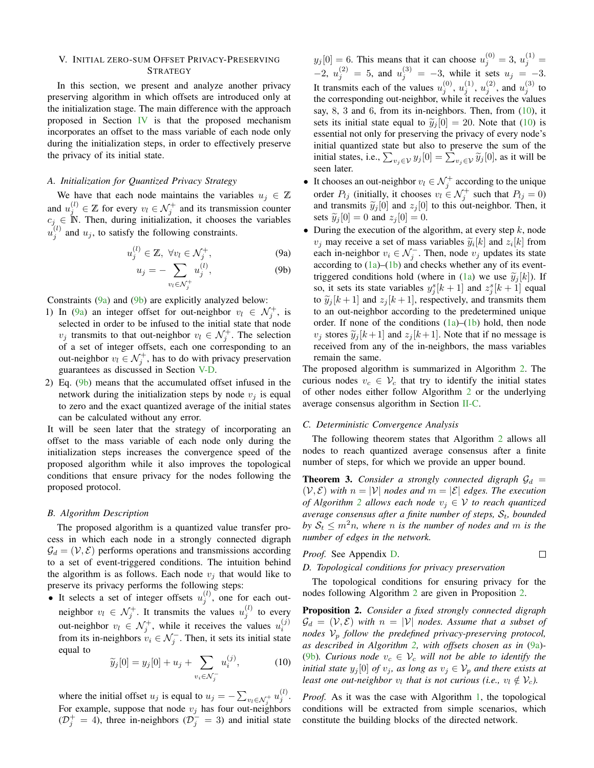## V. Initial zero-sum Offset Privacy-Preserving Strategy

In this section, we present and analyze another privacy preserving algorithm in which offsets are introduced only at the initialization stage. The main difference with the approach proposed in Section IV is that the proposed mechanism incorporates an offset to the mass variable of each node only during the initialization steps, in order to effectively preserve the privacy of its initial state.

### A. Initialization for Quantized Privacy Strategy

We have that each node maintains the variables $u_j \in \mathbb{Z}$ and $u_j^{(l)} \in \mathbb{Z}$ for every $v_l \in \mathcal{N}_j^+$ and its transmission counter $c_j \in \mathbb{N}$. Then, during initialization, it chooses the variables $u_j^{(l)}$ and $u_j$, to satisfy the following constraints.

$$u_j^{(l)} \in \mathbb{Z}, \ \forall v_l \in \mathcal{N}_j^+, \tag{9a}$$

$$u_j = - \sum_{v_l \in \mathcal{N}_j^+} u_j^{(l)}, \tag{9b}$$

Constraints (9a) and (9b) are explicitly analyzed below:

1) In (9a) an integer offset for out-neighbor $v_l \in \mathcal{N}_j^+$, is selected in order to be infused to the initial state that node $v_j$ transmits to that out-neighbor $v_l \in \mathcal{N}_j^+$. The selection of a set of integer offsets, each one corresponding to an out-neighbor $v_l \in \mathcal{N}_j^+$, has to do with privacy preservation guarantees as discussed in Section V-D.
2) Eq. (9b) means that the accumulated offset infused in the network during the initialization steps by node $v_j$ is equal to zero and the exact quantized average of the initial states can be calculated without any error.

It will be seen later that the strategy of incorporating an offset to the mass variable of each node only during the initialization steps increases the convergence speed of the proposed algorithm while it also improves the topological conditions that ensure privacy for the nodes following the proposed protocol.

### B. Algorithm Description

The proposed algorithm is a quantized value transfer process in which each node in a strongly connected digraph $\mathcal{G}_d = (\mathcal{V}, \mathcal{E})$ performs operations and transmissions according to a set of event-triggered conditions. The intuition behind the algorithm is as follows. Each node $v_j$ that would like to preserve its privacy performs the following steps:

- It selects a set of integer offsets $u_j^{(l)}$, one for each out-neighbor $v_l \in \mathcal{N}_j^+$. It transmits the values $u_j^{(l)}$ to every out-neighbor $v_l \in \mathcal{N}_j^+$, while it receives the values $u_i^{(j)}$ from its in-neighbors $v_i \in \mathcal{N}_j^-$. Then, it sets its initial state equal to

$$\widetilde{y}_j[0] = y_j[0] + u_j + \sum_{v_i \in \mathcal{N}_j^-} u_i^{(j)}, \tag{10}$$

where the initial offset $u_j$ is equal to $u_j = - \sum_{v_l \in \mathcal{N}_j^+} u_j^{(l)}$. For example, suppose that node $v_j$ has four out-neighbors ($\mathcal{D}_j^+ = 4$), three in-neighbors ($\mathcal{D}_j^- = 3$) and initial state $y_j[0] = 6$. This means that it can choose $u_j^{(0)} = 3$, $u_j^{(1)} = -2$, $u_j^{(2)} = 5$, and $u_j^{(3)} = -3$, while it sets $u_j = -3$. It transmits each of the values $u_j^{(0)}$, $u_j^{(1)}$, $u_j^{(2)}$, and $u_j^{(3)}$ to the corresponding out-neighbor, while it receives the values say, 8, 3 and 6, from its in-neighbors. Then, from (10), it sets its initial state equal to $\widetilde{y}_j[0] = 20$. Note that (10) is essential not only for preserving the privacy of every node's initial quantized state but also to preserve the sum of the initial states, i.e., $\sum_{v_j \in \mathcal{V}} y_j[0] = \sum_{v_j \in \mathcal{V}} \widetilde{y}_j[0]$, as it will be seen later.
- It chooses an out-neighbor $v_l \in \mathcal{N}_j^+$ according to the unique order $P_{lj}$ (initially, it chooses $v_l \in \mathcal{N}_j^+$ such that $P_{lj} = 0$) and transmits $\widetilde{y}_j[0]$ and $z_j[0]$ to this out-neighbor. Then, it sets $\widetilde{y}_j[0] = 0$ and $z_j[0] = 0$.
- During the execution of the algorithm, at every step $k$, node $v_j$ may receive a set of mass variables $\widetilde{y}_i[k]$ and $z_i[k]$ from each in-neighbor $v_i \in \mathcal{N}_j^-$. Then, node $v_j$ updates its state according to (1a)–(1b) and checks whether any of its event-triggered conditions hold (where in (1a) we use $\widetilde{y}_j[k]$). If so, it sets its state variables $y_j^s[k+1]$ and $z_j^s[k+1]$ equal to $\widetilde{y}_j[k+1]$ and $z_j[k+1]$, respectively, and transmits them to an out-neighbor according to the predetermined unique order. If none of the conditions (1a)–(1b) hold, then node $v_j$ stores $\widetilde{y}_j[k+1]$ and $z_j[k+1]$. Note that if no message is received from any of the in-neighbors, the mass variables remain the same.

The proposed algorithm is summarized in Algorithm 2. The curious nodes $v_c \in \mathcal{V}_c$ that try to identify the initial states of other nodes either follow Algorithm 2 or the underlying average consensus algorithm in Section II-C.

### C. Deterministic Convergence Analysis

The following theorem states that Algorithm 2 allows all nodes to reach quantized average consensus after a finite number of steps, for which we provide an upper bound.

**Theorem 3.** *Consider a strongly connected digraph $\mathcal{G}_d = (\mathcal{V}, \mathcal{E})$ with $n = |\mathcal{V}|$ nodes and $m = |\mathcal{E}|$ edges. The execution of Algorithm 2 allows each node $v_j \in \mathcal{V}$ to reach quantized average consensus after a finite number of steps, $\mathcal{S}_t$, bounded by $\mathcal{S}_t \leq m^2 n$, where $n$ is the number of nodes and $m$ is the number of edges in the network.*

*Proof.* See Appendix D. □

### D. Topological conditions for privacy preservation

The topological conditions for ensuring privacy for the nodes following Algorithm 2 are given in Proposition 2.

**Proposition 2.** *Consider a fixed strongly connected digraph $\mathcal{G}_d = (\mathcal{V}, \mathcal{E})$ with $n = |\mathcal{V}|$ nodes. Assume that a subset of nodes $\mathcal{V}_p$ follow the predefined privacy-preserving protocol, as described in Algorithm 2, with offsets chosen as in (9a)-(9b). Curious node $v_c \in \mathcal{V}_c$ will not be able to identify the initial state $y_j[0]$ of $v_j$, as long as $v_j \in \mathcal{V}_p$ and there exists at least one out-neighbor $v_l$ that is not curious (i.e., $v_l \notin \mathcal{V}_c$).*

*Proof.* As it was the case with Algorithm 1, the topological conditions will be extracted from simple scenarios, which constitute the building blocks of the directed network.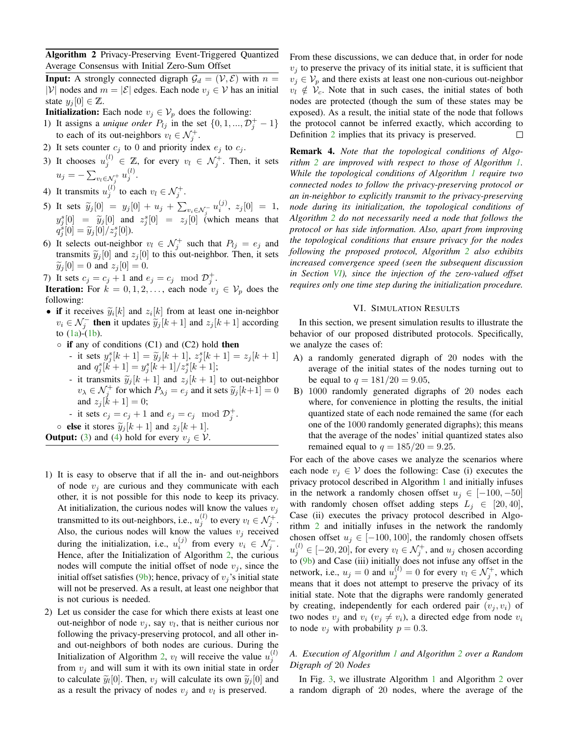**Algorithm 2** Privacy-Preserving Event-Triggered Quantized Average Consensus with Initial Zero-Sum Offset

**Input:** A strongly connected digraph $\mathcal{G}_d = (\mathcal{V}, \mathcal{E})$ with $n = |\mathcal{V}|$ nodes and $m = |\mathcal{E}|$ edges. Each node $v_j \in \mathcal{V}$ has an initial state $y_j[0] \in \mathbb{Z}$.

**Initialization:** Each node $v_j \in \mathcal{V}_p$ does the following:

1) It assigns a *unique order* $P_{lj}$ in the set $\{0, 1, ..., \mathcal{D}_j^+ - 1\}$ to each of its out-neighbors $v_l \in \mathcal{N}_j^+$.
2) It sets counter $c_j$ to 0 and priority index $e_j$ to $c_j$.
3) It chooses $u_j^{(l)} \in \mathbb{Z}$, for every $v_l \in \mathcal{N}_j^+$. Then, it sets $u_j = -\sum_{v_l \in \mathcal{N}_j^+} u_j^{(l)}$.
4) It transmits $u_j^{(l)}$ to each $v_l \in \mathcal{N}_j^+$.
5) It sets $\widetilde{y}_j[0] = y_j[0] + u_j + \sum_{v_i \in \mathcal{N}_j^-} u_i^{(j)}$, $z_j[0] = 1$, $y_j^s[0] = \widetilde{y}_j[0]$ and $z_j^s[0] = z_j[0]$ (which means that $q_j^s[0] = \widetilde{y}_j[0]/z_j^s[0]$).
6) It selects out-neighbor $v_l \in \mathcal{N}_j^+$ such that $P_{lj} = e_j$ and transmits $\widetilde{y}_j[0]$ and $z_j[0]$ to this out-neighbor. Then, it sets $\widetilde{y}_j[0] = 0$ and $z_j[0] = 0$.
7) It sets $c_j = c_j + 1$ and $e_j = c_j \mod \mathcal{D}_j^+$.

**Iteration:** For $k = 0, 1, 2, \dots$, each node $v_j \in \mathcal{V}_p$ does the following:

- **if** it receives $\widetilde{y}_i[k]$ and $z_i[k]$ from at least one in-neighbor $v_i \in \mathcal{N}_j^-$ **then** it updates $\widetilde{y}_j[k+1]$ and $z_j[k+1]$ according to (1a)-(1b).
  - **if** any of conditions (C1) and (C2) hold **then**
    - it sets $y_j^s[k+1] = \widetilde{y}_j[k+1]$, $z_j^s[k+1] = z_j[k+1]$ and $q_j^s[k+1] = y_j^s[k+1]/z_j^s[k+1]$;
    - it transmits $\widetilde{y}_j[k+1]$ and $z_j[k+1]$ to out-neighbor $v_\lambda \in \mathcal{N}_j^+$ for which $P_{\lambda j} = e_j$ and it sets $\widetilde{y}_j[k+1] = 0$ and $z_j[k+1] = 0$;
    - it sets $c_j = c_j + 1$ and $e_j = c_j \mod \mathcal{D}_j^+$.
  - **else** it stores $\widetilde{y}_j[k+1]$ and $z_j[k+1]$.

**Output:** (3) and (4) hold for every $v_j \in \mathcal{V}$.

1) It is easy to observe that if all the in- and out-neighbors of node $v_j$ are curious and they communicate with each other, it is not possible for this node to keep its privacy. At initialization, the curious nodes will know the values $v_j$ transmitted to its out-neighbors, i.e., $u_j^{(l)}$ to every $v_l \in \mathcal{N}_j^+$. Also, the curious nodes will know the values $v_j$ received during the initialization, i.e., $u_i^{(j)}$ from every $v_i \in \mathcal{N}_j^-$. Hence, after the Initialization of Algorithm 2, the curious nodes will compute the initial offset of node $v_j$, since the initial offset satisfies (9b); hence, privacy of $v_j$'s initial state will not be preserved. As a result, at least one neighbor that is not curious is needed.
2) Let us consider the case for which there exists at least one out-neighbor of node $v_j$, say $v_l$, that is neither curious nor following the privacy-preserving protocol, and all other in- and out-neighbors of both nodes are curious. During the Initialization of Algorithm 2, $v_l$ will receive the value $u_j^{(l)}$ from $v_j$ and will sum it with its own initial state in order to calculate $\widetilde{y}_l[0]$. Then, $v_j$ will calculate its own $\widetilde{y}_j[0]$ and as a result the privacy of nodes $v_j$ and $v_l$ is preserved.

From these discussions, we can deduce that, in order for node $v_j$ to preserve the privacy of its initial state, it is sufficient that $v_j \in \mathcal{V}_p$ and there exists at least one non-curious out-neighbor $v_l \notin \mathcal{V}_c$. Note that in such cases, the initial states of both nodes are protected (though the sum of these states may be exposed). As a result, the initial state of the node that follows the protocol cannot be inferred exactly, which according to Definition 2 implies that its privacy is preserved. □

**Remark 4.** *Note that the topological conditions of Algorithm 2 are improved with respect to those of Algorithm 1. While the topological conditions of Algorithm 1 require two connected nodes to follow the privacy-preserving protocol or an in-neighbor to explicitly transmit to the privacy-preserving node during its initialization, the topological conditions of Algorithm 2 do not necessarily need a node that follows the protocol or has side information. Also, apart from improving the topological conditions that ensure privacy for the nodes following the proposed protocol, Algorithm 2 also exhibits increased convergence speed (seen the subsequent discussion in Section VI), since the injection of the zero-valued offset requires only one time step during the initialization procedure.*

## VI. Simulation Results

In this section, we present simulation results to illustrate the behavior of our proposed distributed protocols. Specifically, we analyze the cases of:

A) a randomly generated digraph of 20 nodes with the average of the initial states of the nodes turning out to be equal to $q = 181/20 = 9.05$,

B) 1000 randomly generated digraphs of 20 nodes each where, for convenience in plotting the results, the initial quantized state of each node remained the same (for each one of the 1000 randomly generated digraphs); this means that the average of the nodes' initial quantized states also remained equal to $q = 185/20 = 9.25$.

For each of the above cases we analyze the scenarios where each node $v_j \in \mathcal{V}$ does the following: Case (i) executes the privacy protocol described in Algorithm 1 and initially infuses in the network a randomly chosen offset $u_j \in [-100, -50]$ with randomly chosen offset adding steps $L_j \in [20, 40]$, Case (ii) executes the privacy protocol described in Algorithm 2 and initially infuses in the network the randomly chosen offset $u_j \in [-100, 100]$, the randomly chosen offsets $u_j^{(l)} \in [-20, 20]$, for every $v_l \in \mathcal{N}_j^+$, and $u_j$ chosen according to (9b) and Case (iii) initially does not infuse any offset in the network, i.e., $u_j = 0$ and $u_j^{(l)} = 0$ for every $v_l \in \mathcal{N}_j^+$, which means that it does not attempt to preserve the privacy of its initial state. Note that the digraphs were randomly generated by creating, independently for each ordered pair $(v_j, v_i)$ of two nodes $v_j$ and $v_i$ ($v_j \neq v_i$), a directed edge from node $v_i$ to node $v_j$ with probability $p = 0.3$.

### A. Execution of Algorithm 1 and Algorithm 2 over a Random Digraph of 20 Nodes

In Fig. 3, we illustrate Algorithm 1 and Algorithm 2 over a random digraph of 20 nodes, where the average of the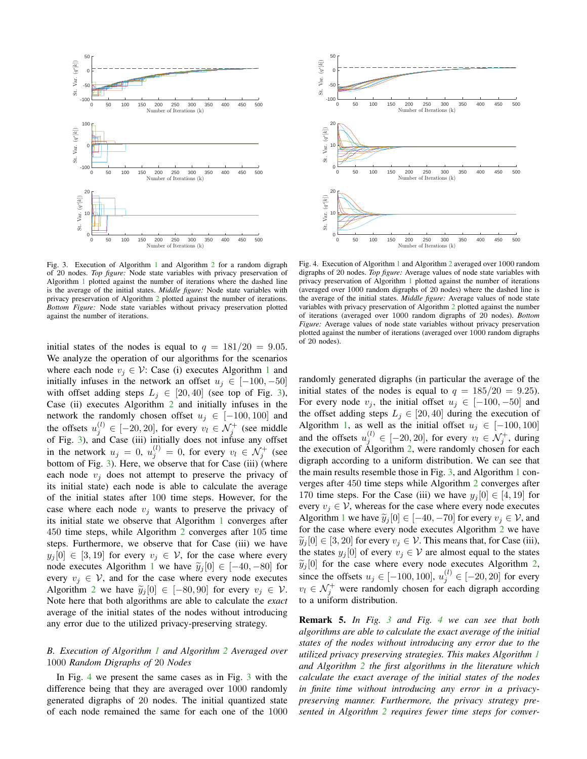Fig. 3. Execution of Algorithm 1 and Algorithm 2 for a random digraph of 20 nodes. *Top figure:* Node state variables with privacy preservation of Algorithm 1 plotted against the number of iterations where the dashed line is the average of the initial states. *Middle figure:* Node state variables with privacy preservation of Algorithm 2 plotted against the number of iterations. *Bottom Figure:* Node state variables without privacy preservation plotted against the number of iterations.

Fig. 4. Execution of Algorithm 1 and Algorithm 2 averaged over 1000 random digraphs of 20 nodes. *Top figure:* Average values of node state variables with privacy preservation of Algorithm 1 plotted against the number of iterations (averaged over 1000 random digraphs of 20 nodes) where the dashed line is the average of the initial states. *Middle figure:* Average values of node state variables with privacy preservation of Algorithm 2 plotted against the number of iterations (averaged over 1000 random digraphs of 20 nodes). *Bottom Figure:* Average values of node state variables without privacy preservation plotted against the number of iterations (averaged over 1000 random digraphs of 20 nodes).

initial states of the nodes is equal to $q = 181/20 = 9.05$. We analyze the operation of our algorithms for the scenarios where each node $v_j \in \mathcal{V}$: Case (i) executes Algorithm 1 and initially infuses in the network an offset $u_j \in [-100, -50]$ with offset adding steps $L_j \in [20, 40]$ (see top of Fig. 3), Case (ii) executes Algorithm 2 and initially infuses in the network the randomly chosen offset $u_j \in [-100, 100]$ and the offsets $u_j^{(l)} \in [-20, 20]$, for every $v_l \in \mathcal{N}_j^+$ (see middle of Fig. 3), and Case (iii) initially does not infuse any offset in the network $u_j = 0$, $u_j^{(l)} = 0$, for every $v_l \in \mathcal{N}_j^+$ (see bottom of Fig. 3). Here, we observe that for Case (iii) (where each node $v_j$ does not attempt to preserve the privacy of its initial state) each node is able to calculate the average of the initial states after 100 time steps. However, for the case where each node $v_j$ wants to preserve the privacy of its initial state we observe that Algorithm 1 converges after 450 time steps, while Algorithm 2 converges after 105 time steps. Furthermore, we observe that for Case (iii) we have $y_j[0] \in [3, 19]$ for every $v_j \in \mathcal{V}$, for the case where every node executes Algorithm 1 we have $\widetilde{y}_j[0] \in [-40, -80]$ for every $v_j \in \mathcal{V}$, and for the case where every node executes Algorithm 2 we have $\widetilde{y}_j[0] \in [-80, 90]$ for every $v_j \in \mathcal{V}$. Note here that both algorithms are able to calculate the *exact* average of the initial states of the nodes without introducing any error due to the utilized privacy-preserving strategy.

### *B. Execution of Algorithm 1 and Algorithm 2 Averaged over* 1000 *Random Digraphs of* 20 *Nodes*

In Fig. 4 we present the same cases as in Fig. 3 with the difference being that they are averaged over 1000 randomly generated digraphs of 20 nodes. The initial quantized state of each node remained the same for each one of the 1000 randomly generated digraphs (in particular the average of the initial states of the nodes is equal to $q = 185/20 = 9.25$). For every node $v_j$, the initial offset $u_j \in [-100, -50]$ and the offset adding steps $L_j \in [20, 40]$ during the execution of Algorithm 1, as well as the initial offset $u_j \in [-100, 100]$ and the offsets $u_j^{(l)} \in [-20, 20]$, for every $v_l \in \mathcal{N}_j^+$, during the execution of Algorithm 2, were randomly chosen for each digraph according to a uniform distribution. We can see that the main results resemble those in Fig. 3, and Algorithm 1 converges after 450 time steps while Algorithm 2 converges after 170 time steps. For the Case (iii) we have $y_j[0] \in [4, 19]$ for every $v_j \in \mathcal{V}$, whereas for the case where every node executes Algorithm 1 we have $\widetilde{y}_j[0] \in [-40, -70]$ for every $v_j \in \mathcal{V}$, and for the case where every node executes Algorithm 2 we have $\widetilde{y}_j[0] \in [3, 20]$ for every $v_j \in \mathcal{V}$. This means that, for Case (iii), the states $y_j[0]$ of every $v_j \in \mathcal{V}$ are almost equal to the states $\widetilde{y}_j[0]$ for the case where every node executes Algorithm 2, since the offsets $u_j \in [-100, 100]$, $u_j^{(l)} \in [-20, 20]$ for every $v_l \in \mathcal{N}_j^+$ were randomly chosen for each digraph according to a uniform distribution.

**Remark 5.** *In Fig. 3 and Fig. 4 we can see that both algorithms are able to calculate the exact average of the initial states of the nodes without introducing any error due to the utilized privacy preserving strategies. This makes Algorithm 1 and Algorithm 2 the first algorithms in the literature which calculate the exact average of the initial states of the nodes in finite time without introducing any error in a privacy-preserving manner. Furthermore, the privacy strategy presented in Algorithm 2 requires fewer time steps for conver-*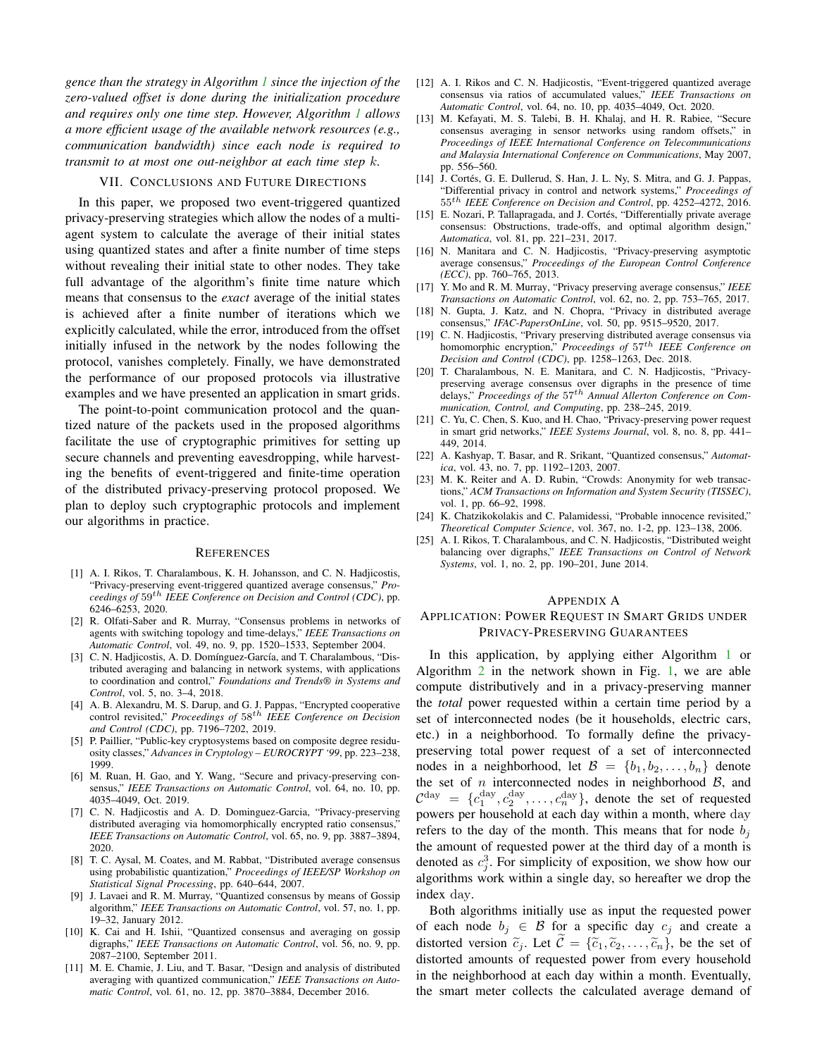*gence than the strategy in Algorithm 1 since the injection of the zero-valued offset is done during the initialization procedure and requires only one time step. However, Algorithm 1 allows a more efficient usage of the available network resources (e.g., communication bandwidth) since each node is required to transmit to at most one out-neighbor at each time step $k$.*

## VII. Conclusions and Future Directions

In this paper, we proposed two event-triggered quantized privacy-preserving strategies which allow the nodes of a multi-agent system to calculate the average of their initial states using quantized states and after a finite number of time steps without revealing their initial state to other nodes. They take full advantage of the algorithm's finite time nature which means that consensus to the *exact* average of the initial states is achieved after a finite number of iterations which we explicitly calculated, while the error, introduced from the offset initially infused in the network by the nodes following the protocol, vanishes completely. Finally, we have demonstrated the performance of our proposed protocols via illustrative examples and we have presented an application in smart grids.

The point-to-point communication protocol and the quantized nature of the packets used in the proposed algorithms facilitate the use of cryptographic primitives for setting up secure channels and preventing eavesdropping, while harvesting the benefits of event-triggered and finite-time operation of the distributed privacy-preserving protocol proposed. We plan to deploy such cryptographic protocols and implement our algorithms in practice.

## References

[1] A. I. Rikos, T. Charalambous, K. H. Johansson, and C. N. Hadjicostis, "Privacy-preserving event-triggered quantized average consensus," *Proceedings of* $59^{th}$ *IEEE Conference on Decision and Control (CDC)*, pp. 6246–6253, 2020.

[2] R. Olfati-Saber and R. Murray, "Consensus problems in networks of agents with switching topology and time-delays," *IEEE Transactions on Automatic Control*, vol. 49, no. 9, pp. 1520–1533, September 2004.

[3] C. N. Hadjicostis, A. D. Domínguez-García, and T. Charalambous, "Distributed averaging and balancing in network systems, with applications to coordination and control," *Foundations and Trends® in Systems and Control*, vol. 5, no. 3–4, 2018.

[4] A. B. Alexandru, M. S. Darup, and G. J. Pappas, "Encrypted cooperative control revisited," *Proceedings of* $58^{th}$ *IEEE Conference on Decision and Control (CDC)*, pp. 7196–7202, 2019.

[5] P. Paillier, "Public-key cryptosystems based on composite degree residuosity classes," *Advances in Cryptology – EUROCRYPT '99*, pp. 223–238, 1999.

[6] M. Ruan, H. Gao, and Y. Wang, "Secure and privacy-preserving consensus," *IEEE Transactions on Automatic Control*, vol. 64, no. 10, pp. 4035–4049, Oct. 2019.

[7] C. N. Hadjicostis and A. D. Dominguez-Garcia, "Privacy-preserving distributed averaging via homomorphically encrypted ratio consensus," *IEEE Transactions on Automatic Control*, vol. 65, no. 9, pp. 3887–3894, 2020.

[8] T. C. Aysal, M. Coates, and M. Rabbat, "Distributed average consensus using probabilistic quantization," *Proceedings of IEEE/SP Workshop on Statistical Signal Processing*, pp. 640–644, 2007.

[9] J. Lavaei and R. M. Murray, "Quantized consensus by means of Gossip algorithm," *IEEE Transactions on Automatic Control*, vol. 57, no. 1, pp. 19–32, January 2012.

[10] K. Cai and H. Ishii, "Quantized consensus and averaging on gossip digraphs," *IEEE Transactions on Automatic Control*, vol. 56, no. 9, pp. 2087–2100, September 2011.

[11] M. E. Chamie, J. Liu, and T. Basar, "Design and analysis of distributed averaging with quantized communication," *IEEE Transactions on Automatic Control*, vol. 61, no. 12, pp. 3870–3884, December 2016.

[12] A. I. Rikos and C. N. Hadjicostis, "Event-triggered quantized average consensus via ratios of accumulated values," *IEEE Transactions on Automatic Control*, vol. 64, no. 10, pp. 4035–4049, Oct. 2020.

[13] M. Kefayati, M. S. Talebi, B. H. Khalaj, and H. R. Rabiee, "Secure consensus averaging in sensor networks using random offsets," in *Proceedings of IEEE International Conference on Telecommunications and Malaysia International Conference on Communications*, May 2007, pp. 556–560.

[14] J. Cortés, G. E. Dullerud, S. Han, J. L. Ny, S. Mitra, and G. J. Pappas, "Differential privacy in control and network systems," *Proceedings of* $55^{th}$ *IEEE Conference on Decision and Control*, pp. 4252–4272, 2016.

[15] E. Nozari, P. Tallapragada, and J. Cortés, "Differentially private average consensus: Obstructions, trade-offs, and optimal algorithm design," *Automatica*, vol. 81, pp. 221–231, 2017.

[16] N. Manitara and C. N. Hadjicostis, "Privacy-preserving asymptotic average consensus," *Proceedings of the European Control Conference (ECC)*, pp. 760–765, 2013.

[17] Y. Mo and R. M. Murray, "Privacy preserving average consensus," *IEEE Transactions on Automatic Control*, vol. 62, no. 2, pp. 753–765, 2017.

[18] N. Gupta, J. Katz, and N. Chopra, "Privacy in distributed average consensus," *IFAC-PapersOnLine*, vol. 50, pp. 9515–9520, 2017.

[19] C. N. Hadjicostis, "Privary preserving distributed average consensus via homomorphic encryption," *Proceedings of* $57^{th}$ *IEEE Conference on Decision and Control (CDC)*, pp. 1258–1263, Dec. 2018.

[20] T. Charalambous, N. E. Manitara, and C. N. Hadjicostis, "Privacy-preserving average consensus over digraphs in the presence of time delays," *Proceedings of the* $57^{th}$ *Annual Allerton Conference on Communication, Control, and Computing*, pp. 238–245, 2019.

[21] C. Yu, C. Chen, S. Kuo, and H. Chao, "Privacy-preserving power request in smart grid networks," *IEEE Systems Journal*, vol. 8, no. 8, pp. 441–449, 2014.

[22] A. Kashyap, T. Basar, and R. Srikant, "Quantized consensus," *Automatica*, vol. 43, no. 7, pp. 1192–1203, 2007.

[23] M. K. Reiter and A. D. Rubin, "Crowds: Anonymity for web transactions," *ACM Transactions on Information and System Security (TISSEC)*, vol. 1, pp. 66–92, 1998.

[24] K. Chatzikokolakis and C. Palamidessi, "Probable innocence revisited," *Theoretical Computer Science*, vol. 367, no. 1-2, pp. 123–138, 2006.

[25] A. I. Rikos, T. Charalambous, and C. N. Hadjicostis, "Distributed weight balancing over digraphs," *IEEE Transactions on Control of Network Systems*, vol. 1, no. 2, pp. 190–201, June 2014.

## Appendix A
## Application: Power Request in Smart Grids under Privacy-Preserving Guarantees

In this application, by applying either Algorithm 1 or Algorithm 2 in the network shown in Fig. 1, we are able compute distributively and in a privacy-preserving manner the *total* power requested within a certain time period by a set of interconnected nodes (be it households, electric cars, etc.) in a neighborhood. To formally define the privacy-preserving total power request of a set of interconnected nodes in a neighborhood, let $\mathcal{B} = \{b_1, b_2, \ldots, b_n\}$ denote the set of $n$ interconnected nodes in neighborhood $\mathcal{B}$, and $\mathcal{C}^{\text{day}} = \{c_1^{\text{day}}, c_2^{\text{day}}, \ldots, c_n^{\text{day}}\}$, denote the set of requested powers per household at each day within a month, where day refers to the day of the month. This means that for node $b_j$ the amount of requested power at the third day of a month is denoted as $c_j^3$. For simplicity of exposition, we show how our algorithms work within a single day, so hereafter we drop the index day.

Both algorithms initially use as input the requested power of each node $b_j \in \mathcal{B}$ for a specific day $c_j$ and create a distorted version $\widetilde{c}_j$. Let $\widetilde{\mathcal{C}} = \{\widetilde{c}_1, \widetilde{c}_2, \ldots, \widetilde{c}_n\}$, be the set of distorted amounts of requested power from every household in the neighborhood at each day within a month. Eventually, the smart meter collects the calculated average demand of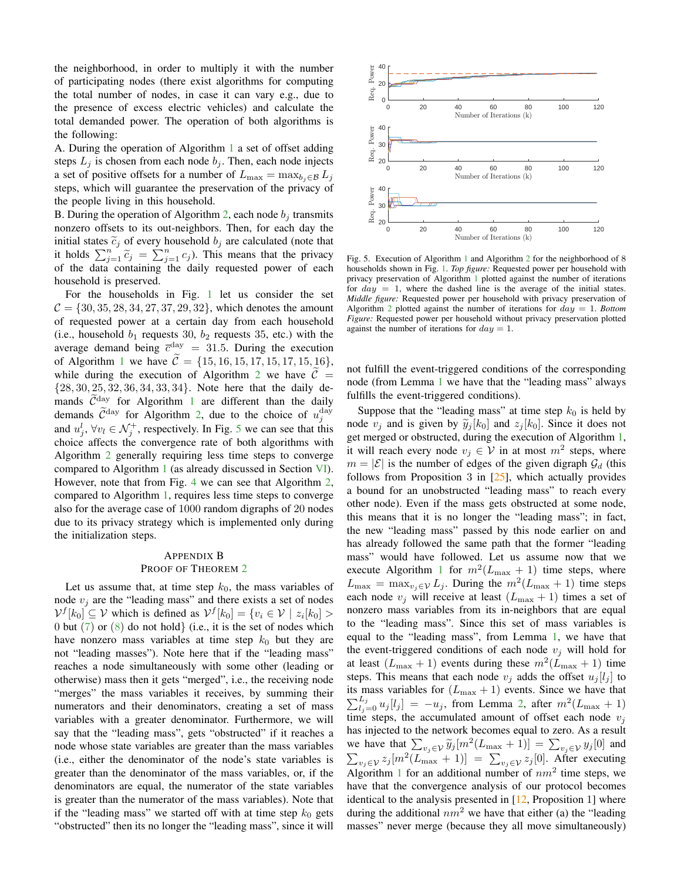the neighborhood, in order to multiply it with the number of participating nodes (there exist algorithms for computing the total number of nodes, in case it can vary e.g., due to the presence of excess electric vehicles) and calculate the total demanded power. The operation of both algorithms is the following:

A. During the operation of Algorithm 1 a set of offset adding steps $L_j$ is chosen from each node $b_j$. Then, each node injects a set of positive offsets for a number of $L_{\max} = \max_{b_j \in \mathcal{B}} L_j$ steps, which will guarantee the preservation of the privacy of the people living in this household.

B. During the operation of Algorithm 2, each node $b_j$ transmits nonzero offsets to its out-neighbors. Then, for each day the initial states $\widetilde{c}_j$ of every household $b_j$ are calculated (note that it holds $\sum_{j=1}^{n} \widetilde{c}_j = \sum_{j=1}^{n} c_j$). This means that the privacy of the data containing the daily requested power of each household is preserved.

For the households in Fig. 1 let us consider the set $\mathcal{C} = \{30, 35, 28, 34, 27, 37, 29, 32\}$, which denotes the amount of requested power at a certain day from each household (i.e., household $b_1$ requests 30, $b_2$ requests 35, etc.) with the average demand being $\overline{c}^{\text{day}} = 31.5$. During the execution of Algorithm 1 we have $\widetilde{\mathcal{C}} = \{15, 16, 15, 17, 15, 17, 15, 16\}$, while during the execution of Algorithm 2 we have $\widetilde{\mathcal{C}} = \{28, 30, 25, 32, 36, 34, 33, 34\}$. Note here that the daily demands $\widetilde{\mathcal{C}}^{\text{day}}$ for Algorithm 1 are different than the daily demands $\widetilde{\mathcal{C}}^{\text{day}}$ for Algorithm 2, due to the choice of $u_j^{\text{day}}$ and $u_j^l$, $\forall v_l \in \mathcal{N}_j^+$, respectively. In Fig. 5 we can see that this choice affects the convergence rate of both algorithms with Algorithm 2 generally requiring less time steps to converge compared to Algorithm 1 (as already discussed in Section VI). However, note that from Fig. 4 we can see that Algorithm 2, compared to Algorithm 1, requires less time steps to converge also for the average case of 1000 random digraphs of 20 nodes due to its privacy strategy which is implemented only during the initialization steps.

Fig. 5. Execution of Algorithm 1 and Algorithm 2 for the neighborhood of 8 households shown in Fig. 1. *Top figure:* Requested power per household with privacy preservation of Algorithm 1 plotted against the number of iterations for $day = 1$, where the dashed line is the average of the initial states. *Middle figure:* Requested power per household with privacy preservation of Algorithm 2 plotted against the number of iterations for $day = 1$. *Bottom Figure:* Requested power per household without privacy preservation plotted against the number of iterations for $day = 1$.

## Appendix B
## Proof of Theorem 2

Let us assume that, at time step $k_0$, the mass variables of node $v_j$ are the "leading mass" and there exists a set of nodes $\mathcal{V}^f[k_0] \subseteq \mathcal{V}$ which is defined as $\mathcal{V}^f[k_0] = \{v_i \in \mathcal{V} \mid z_i[k_0] > 0$ but (7) or (8) do not hold$\}$ (i.e., it is the set of nodes which have nonzero mass variables at time step $k_0$ but they are not "leading masses"). Note here that if the "leading mass" reaches a node simultaneously with some other (leading or otherwise) mass then it gets "merged", i.e., the receiving node "merges" the mass variables it receives, by summing their numerators and their denominators, creating a set of mass variables with a greater denominator. Furthermore, we will say that the "leading mass", gets "obstructed" if it reaches a node whose state variables are greater than the mass variables (i.e., either the denominator of the node's state variables is greater than the denominator of the mass variables, or, if the denominators are equal, the numerator of the state variables is greater than the numerator of the mass variables). Note that if the "leading mass" we started off with at time step $k_0$ gets "obstructed" then its no longer the "leading mass", since it will not fulfill the event-triggered conditions of the corresponding node (from Lemma 1 we have that the "leading mass" always fulfills the event-triggered conditions).

Suppose that the "leading mass" at time step $k_0$ is held by node $v_j$ and is given by $\widetilde{y}_j[k_0]$ and $z_j[k_0]$. Since it does not get merged or obstructed, during the execution of Algorithm 1, it will reach every node $v_j \in \mathcal{V}$ in at most $m^2$ steps, where $m = |\mathcal{E}|$ is the number of edges of the given digraph $\mathcal{G}_d$ (this follows from Proposition 3 in [25], which actually provides a bound for an unobstructed "leading mass" to reach every other node). Even if the mass gets obstructed at some node, this means that it is no longer the "leading mass"; in fact, the new "leading mass" passed by this node earlier on and has already followed the same path that the former "leading mass" would have followed. Let us assume now that we execute Algorithm 1 for $m^2(L_{\max} + 1)$ time steps, where $L_{\max} = \max_{v_j \in \mathcal{V}} L_j$. During the $m^2(L_{\max} + 1)$ time steps each node $v_j$ will receive at least $(L_{\max} + 1)$ times a set of nonzero mass variables from its in-neighbors that are equal to the "leading mass". Since this set of mass variables is equal to the "leading mass", from Lemma 1, we have that the event-triggered conditions of each node $v_j$ will hold for at least $(L_{\max} + 1)$ events during these $m^2(L_{\max} + 1)$ time steps. This means that each node $v_j$ adds the offset $u_j[l_j]$ to its mass variables for $(L_{\max} + 1)$ events. Since we have that $\sum_{l_j=0}^{L_j} u_j[l_j] = -u_j$, from Lemma 2, after $m^2(L_{\max} + 1)$ time steps, the accumulated amount of offset each node $v_j$ has injected to the network becomes equal to zero. As a result we have that $\sum_{v_j \in \mathcal{V}} \widetilde{y}_j[m^2(L_{\max} + 1)] = \sum_{v_j \in \mathcal{V}} y_j[0]$ and $\sum_{v_j \in \mathcal{V}} z_j[m^2(L_{\max} + 1)] = \sum_{v_j \in \mathcal{V}} z_j[0]$. After executing Algorithm 1 for an additional number of $nm^2$ time steps, we have that the convergence analysis of our protocol becomes identical to the analysis presented in [12, Proposition 1] where during the additional $nm^2$ we have that either (a) the "leading masses" never merge (because they all move simultaneously)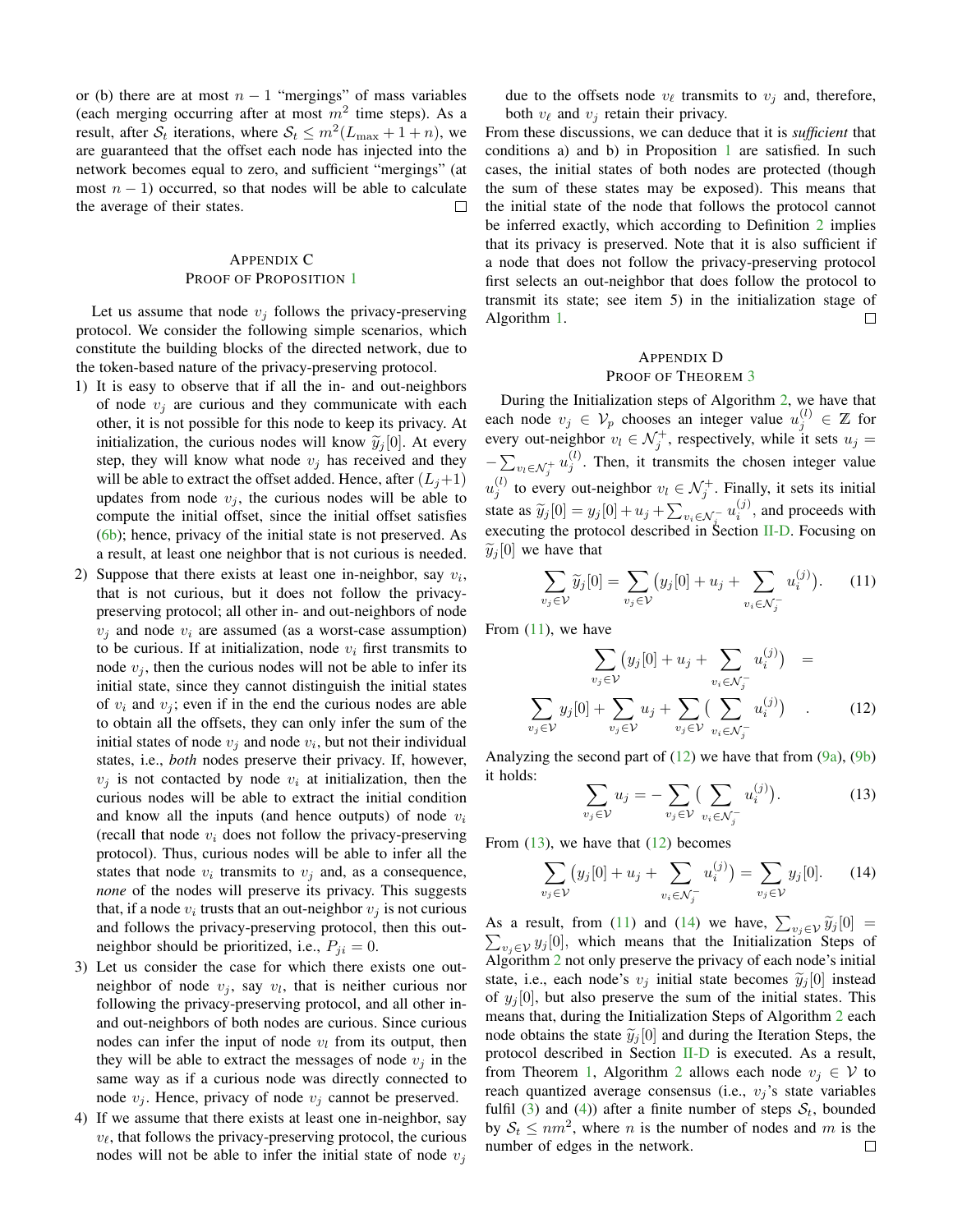or (b) there are at most $n-1$ "mergings" of mass variables (each merging occurring after at most $m^2$ time steps). As a result, after $\mathcal{S}_t$ iterations, where $\mathcal{S}_t \leq m^2(L_{\max}+1+n)$, we are guaranteed that the offset each node has injected into the network becomes equal to zero, and sufficient "mergings" (at most $n-1$) occurred, so that nodes will be able to calculate the average of their states. □

## Appendix C
## Proof of Proposition 1

Let us assume that node $v_j$ follows the privacy-preserving protocol. We consider the following simple scenarios, which constitute the building blocks of the directed network, due to the token-based nature of the privacy-preserving protocol.

1) It is easy to observe that if all the in- and out-neighbors of node $v_j$ are curious and they communicate with each other, it is not possible for this node to keep its privacy. At initialization, the curious nodes will know $\widetilde{y}_j[0]$. At every step, they will know what node $v_j$ has received and they will be able to extract the offset added. Hence, after $(L_j+1)$ updates from node $v_j$, the curious nodes will be able to compute the initial offset, since the initial offset satisfies (6b); hence, privacy of the initial state is not preserved. As a result, at least one neighbor that is not curious is needed.
2) Suppose that there exists at least one in-neighbor, say $v_i$, that is not curious, but it does not follow the privacy-preserving protocol; all other in- and out-neighbors of node $v_j$ and node $v_i$ are assumed (as a worst-case assumption) to be curious. If at initialization, node $v_i$ first transmits to node $v_j$, then the curious nodes will not be able to infer its initial state, since they cannot distinguish the initial states of $v_i$ and $v_j$; even if in the end the curious nodes are able to obtain all the offsets, they can only infer the sum of the initial states of node $v_j$ and node $v_i$, but not their individual states, i.e., *both* nodes preserve their privacy. If, however, $v_j$ is not contacted by node $v_i$ at initialization, then the curious nodes will be able to extract the initial condition and know all the inputs (and hence outputs) of node $v_i$ (recall that node $v_i$ does not follow the privacy-preserving protocol). Thus, curious nodes will be able to infer all the states that node $v_i$ transmits to $v_j$ and, as a consequence, *none* of the nodes will preserve its privacy. This suggests that, if a node $v_i$ trusts that an out-neighbor $v_j$ is not curious and follows the privacy-preserving protocol, then this out-neighbor should be prioritized, i.e., $P_{ji}=0$.
3) Let us consider the case for which there exists one out-neighbor of node $v_j$, say $v_l$, that is neither curious nor following the privacy-preserving protocol, and all other in- and out-neighbors of both nodes are curious. Since curious nodes can infer the input of node $v_l$ from its output, then they will be able to extract the messages of node $v_j$ in the same way as if a curious node was directly connected to node $v_j$. Hence, privacy of node $v_j$ cannot be preserved.
4) If we assume that there exists at least one in-neighbor, say $v_\ell$, that follows the privacy-preserving protocol, the curious nodes will not be able to infer the initial state of node $v_j$ due to the offsets node $v_\ell$ transmits to $v_j$ and, therefore, both $v_\ell$ and $v_j$ retain their privacy.

From these discussions, we can deduce that it is *sufficient* that conditions a) and b) in Proposition 1 are satisfied. In such cases, the initial states of both nodes are protected (though the sum of these states may be exposed). This means that the initial state of the node that follows the protocol cannot be inferred exactly, which according to Definition 2 implies that its privacy is preserved. Note that it is also sufficient if a node that does not follow the privacy-preserving protocol first selects an out-neighbor that does follow the protocol to transmit its state; see item 5) in the initialization stage of Algorithm 1. □

## Appendix D
## Proof of Theorem 3

During the Initialization steps of Algorithm 2, we have that each node $v_j \in \mathcal{V}_p$ chooses an integer value $u_j^{(l)} \in \mathbb{Z}$ for every out-neighbor $v_l \in \mathcal{N}_j^+$, respectively, while it sets $u_j = -\sum_{v_l \in \mathcal{N}_j^+} u_j^{(l)}$. Then, it transmits the chosen integer value $u_j^{(l)}$ to every out-neighbor $v_l \in \mathcal{N}_j^+$. Finally, it sets its initial state as $\widetilde{y}_j[0] = y_j[0] + u_j + \sum_{v_i \in \mathcal{N}_j^-} u_i^{(j)}$, and proceeds with executing the protocol described in Section II-D. Focusing on $\widetilde{y}_j[0]$ we have that

$$\sum_{v_j \in \mathcal{V}} \widetilde{y}_j[0] = \sum_{v_j \in \mathcal{V}} \big( y_j[0] + u_j + \sum_{v_i \in \mathcal{N}_j^-} u_i^{(j)} \big). \tag{11}$$

From (11), we have

$$\sum_{v_j \in \mathcal{V}} \big( y_j[0] + u_j + \sum_{v_i \in \mathcal{N}_j^-} u_i^{(j)} \big) = \sum_{v_j \in \mathcal{V}} y_j[0] + \sum_{v_j \in \mathcal{V}} u_j + \sum_{v_j \in \mathcal{V}} \big( \sum_{v_i \in \mathcal{N}_j^-} u_i^{(j)} \big) \quad . \tag{12}$$

Analyzing the second part of (12) we have that from (9a), (9b) it holds:

$$\sum_{v_j \in \mathcal{V}} u_j = - \sum_{v_j \in \mathcal{V}} \big( \sum_{v_i \in \mathcal{N}_j^-} u_i^{(j)} \big). \tag{13}$$

From (13), we have that (12) becomes

$$\sum_{v_j \in \mathcal{V}} \big( y_j[0] + u_j + \sum_{v_i \in \mathcal{N}_j^-} u_i^{(j)} \big) = \sum_{v_j \in \mathcal{V}} y_j[0]. \tag{14}$$

As a result, from (11) and (14) we have, $\sum_{v_j \in \mathcal{V}} \widetilde{y}_j[0] = \sum_{v_j \in \mathcal{V}} y_j[0]$, which means that the Initialization Steps of Algorithm 2 not only preserve the privacy of each node's initial state, i.e., each node's $v_j$ initial state becomes $\widetilde{y}_j[0]$ instead of $y_j[0]$, but also preserve the sum of the initial states. This means that, during the Initialization Steps of Algorithm 2 each node obtains the state $\widetilde{y}_j[0]$ and during the Iteration Steps, the protocol described in Section II-D is executed. As a result, from Theorem 1, Algorithm 2 allows each node $v_j \in \mathcal{V}$ to reach quantized average consensus (i.e., $v_j$'s state variables fulfil (3) and (4)) after a finite number of steps $\mathcal{S}_t$, bounded by $\mathcal{S}_t \leq nm^2$, where $n$ is the number of nodes and $m$ is the number of edges in the network. □